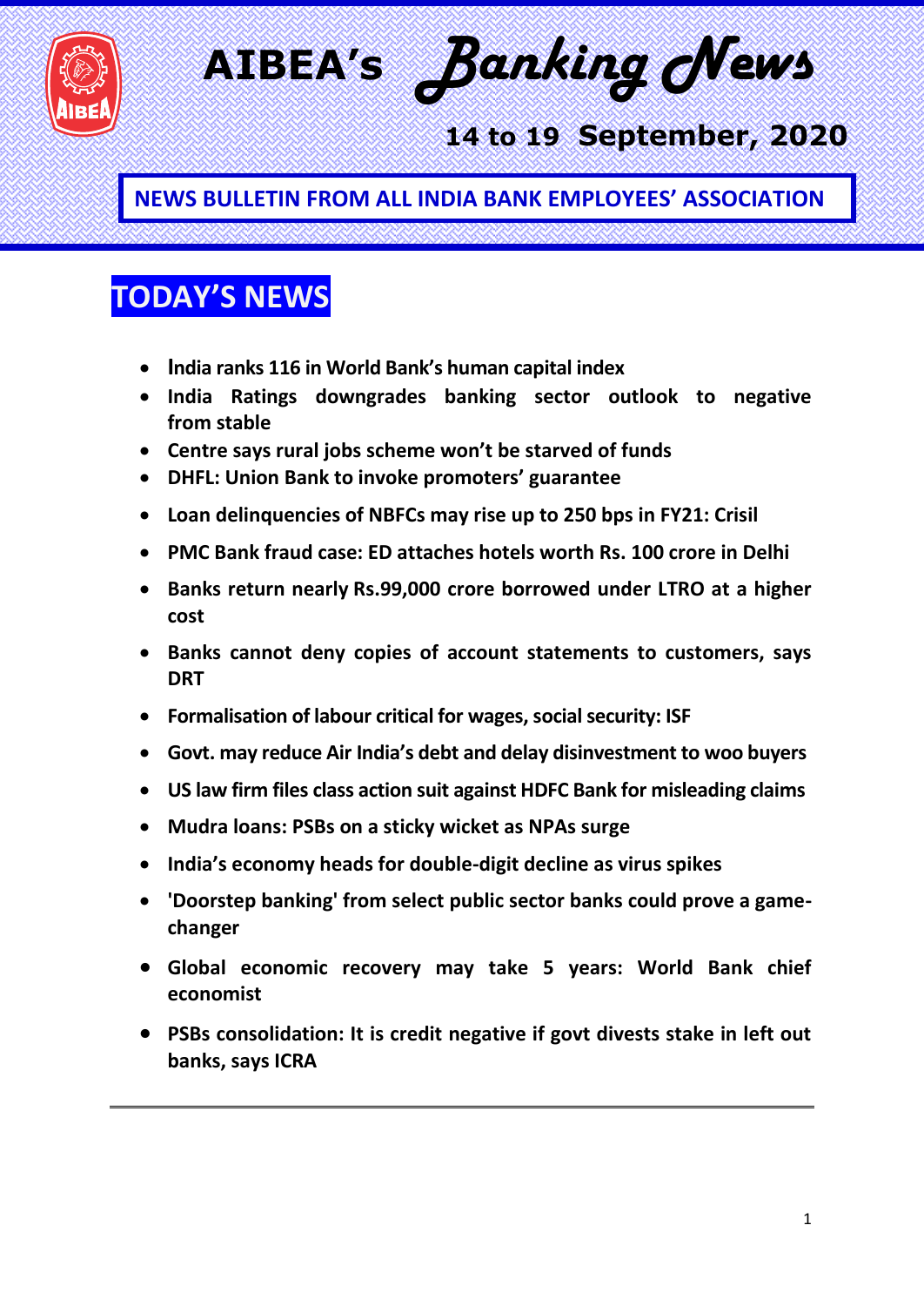# AIBEA's *Banking News*

## 14 to 19 September, 2020

**NEWS BULLETIN FROM ALL INDIA BANK EMPLOYEES' ASSOCIATION**

## TODAY'S NEWS

- **India ranks 116 in World Bank's human capital index**
- **India Ratings downgrades banking sector outlook to negative from stable**
- **Centre says rural jobs scheme won't be starved of funds**
- **DHFL: Union Bank to invoke promoters' guarantee**
- **Loan delinquencies of NBFCs may rise up to 250 bps in FY21: Crisil**
- **PMC Bank fraud case: ED attaches hotels worth Rs. 100 crore in Delhi**
- **Banks return nearly Rs.99,000 crore borrowed under LTRO at a higher cost**
- **Banks cannot deny copies of account statements to customers, says DRT**
- **Formalisation of labour critical for wages, social security: ISF**
- **Govt. may reduce Air India's debt and delay disinvestment to woo buyers**
- **US law firm files class action suit against HDFC Bank for misleading claims**
- **Mudra loans: PSBs on a sticky wicket as NPAs surge**
- **India's economy heads for double-digit decline as virus spikes**
- **'Doorstep banking' from select public sector banks could prove a game-changer**
- **Global economic recovery may take 5 years: World Bank chief economist**
- **PSBs consolidation: It is credit negative if govt divests stake in left out banks, says ICRA**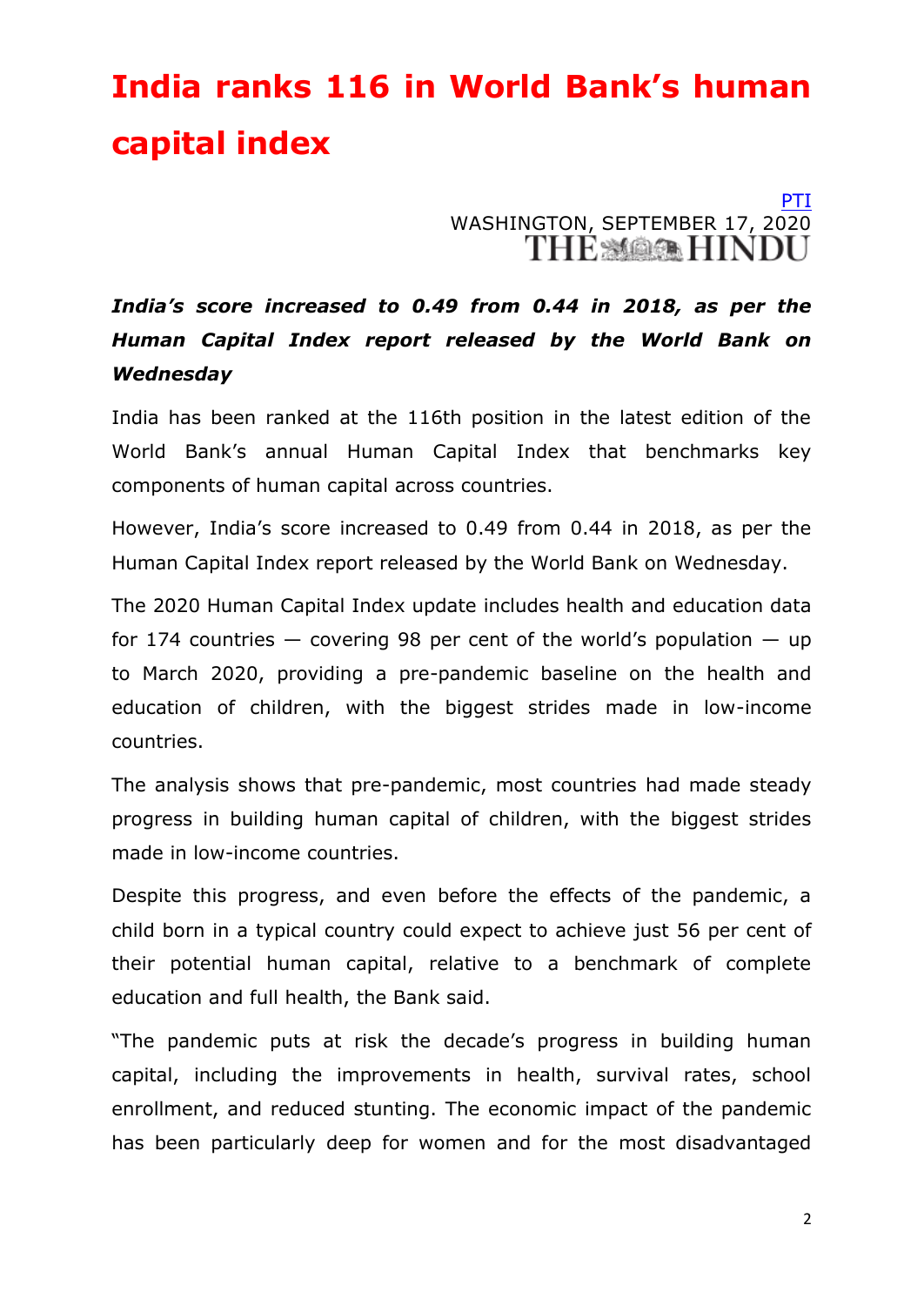# India ranks 116 in World Bank's human capital index

PTI
WASHINGTON, SEPTEMBER 17, 2020
THE HINDU

***India's score increased to 0.49 from 0.44 in 2018, as per the Human Capital Index report released by the World Bank on Wednesday***

India has been ranked at the 116th position in the latest edition of the World Bank's annual Human Capital Index that benchmarks key components of human capital across countries.

However, India's score increased to 0.49 from 0.44 in 2018, as per the Human Capital Index report released by the World Bank on Wednesday.

The 2020 Human Capital Index update includes health and education data for 174 countries — covering 98 per cent of the world's population — up to March 2020, providing a pre-pandemic baseline on the health and education of children, with the biggest strides made in low-income countries.

The analysis shows that pre-pandemic, most countries had made steady progress in building human capital of children, with the biggest strides made in low-income countries.

Despite this progress, and even before the effects of the pandemic, a child born in a typical country could expect to achieve just 56 per cent of their potential human capital, relative to a benchmark of complete education and full health, the Bank said.

"The pandemic puts at risk the decade's progress in building human capital, including the improvements in health, survival rates, school enrollment, and reduced stunting. The economic impact of the pandemic has been particularly deep for women and for the most disadvantaged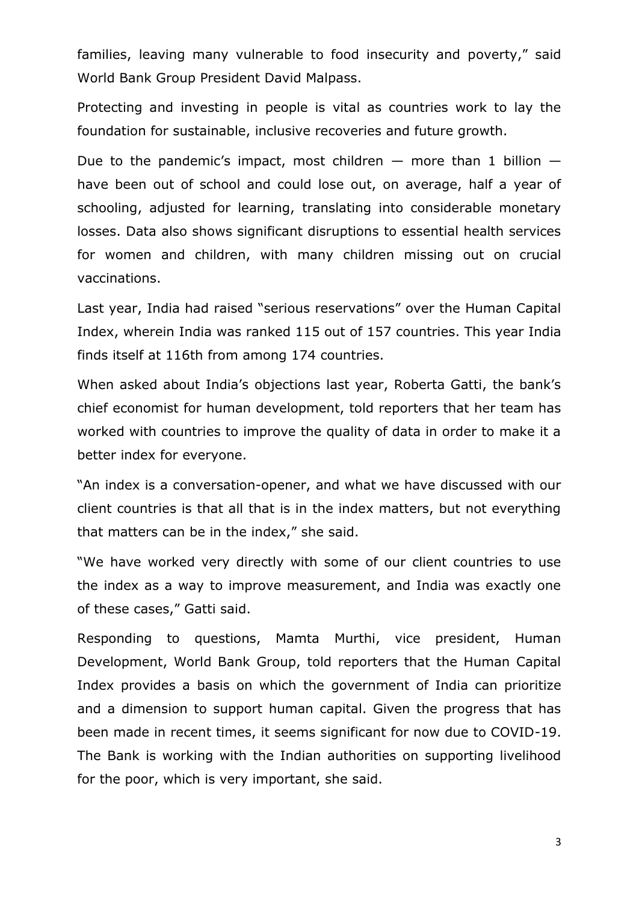families, leaving many vulnerable to food insecurity and poverty," said World Bank Group President David Malpass.

Protecting and investing in people is vital as countries work to lay the foundation for sustainable, inclusive recoveries and future growth.

Due to the pandemic's impact, most children — more than 1 billion — have been out of school and could lose out, on average, half a year of schooling, adjusted for learning, translating into considerable monetary losses. Data also shows significant disruptions to essential health services for women and children, with many children missing out on crucial vaccinations.

Last year, India had raised "serious reservations" over the Human Capital Index, wherein India was ranked 115 out of 157 countries. This year India finds itself at 116th from among 174 countries.

When asked about India's objections last year, Roberta Gatti, the bank's chief economist for human development, told reporters that her team has worked with countries to improve the quality of data in order to make it a better index for everyone.

"An index is a conversation-opener, and what we have discussed with our client countries is that all that is in the index matters, but not everything that matters can be in the index," she said.

"We have worked very directly with some of our client countries to use the index as a way to improve measurement, and India was exactly one of these cases," Gatti said.

Responding to questions, Mamta Murthi, vice president, Human Development, World Bank Group, told reporters that the Human Capital Index provides a basis on which the government of India can prioritize and a dimension to support human capital. Given the progress that has been made in recent times, it seems significant for now due to COVID-19. The Bank is working with the Indian authorities on supporting livelihood for the poor, which is very important, she said.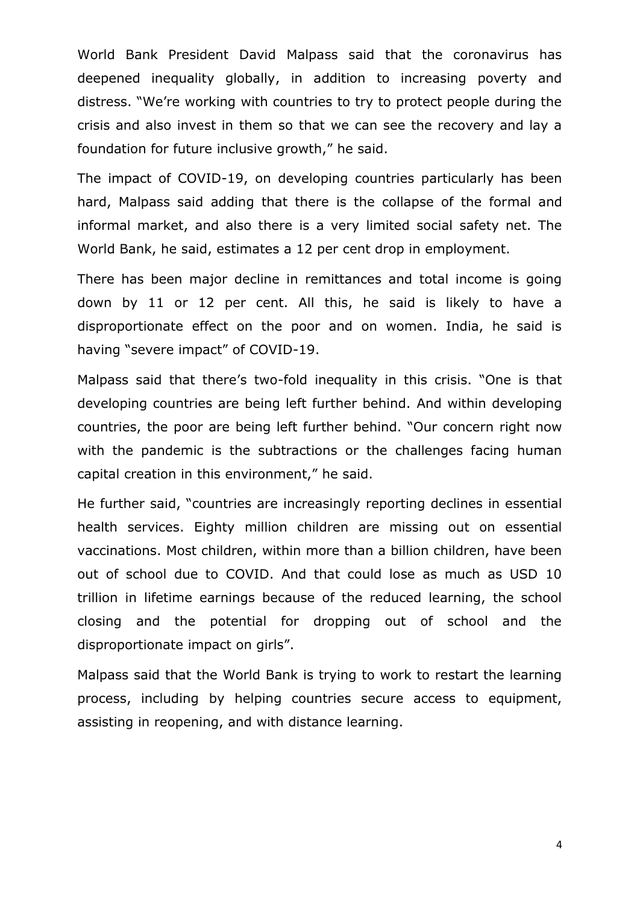World Bank President David Malpass said that the coronavirus has deepened inequality globally, in addition to increasing poverty and distress. "We're working with countries to try to protect people during the crisis and also invest in them so that we can see the recovery and lay a foundation for future inclusive growth," he said.

The impact of COVID-19, on developing countries particularly has been hard, Malpass said adding that there is the collapse of the formal and informal market, and also there is a very limited social safety net. The World Bank, he said, estimates a 12 per cent drop in employment.

There has been major decline in remittances and total income is going down by 11 or 12 per cent. All this, he said is likely to have a disproportionate effect on the poor and on women. India, he said is having "severe impact" of COVID-19.

Malpass said that there's two-fold inequality in this crisis. "One is that developing countries are being left further behind. And within developing countries, the poor are being left further behind. "Our concern right now with the pandemic is the subtractions or the challenges facing human capital creation in this environment," he said.

He further said, "countries are increasingly reporting declines in essential health services. Eighty million children are missing out on essential vaccinations. Most children, within more than a billion children, have been out of school due to COVID. And that could lose as much as USD 10 trillion in lifetime earnings because of the reduced learning, the school closing and the potential for dropping out of school and the disproportionate impact on girls".

Malpass said that the World Bank is trying to work to restart the learning process, including by helping countries secure access to equipment, assisting in reopening, and with distance learning.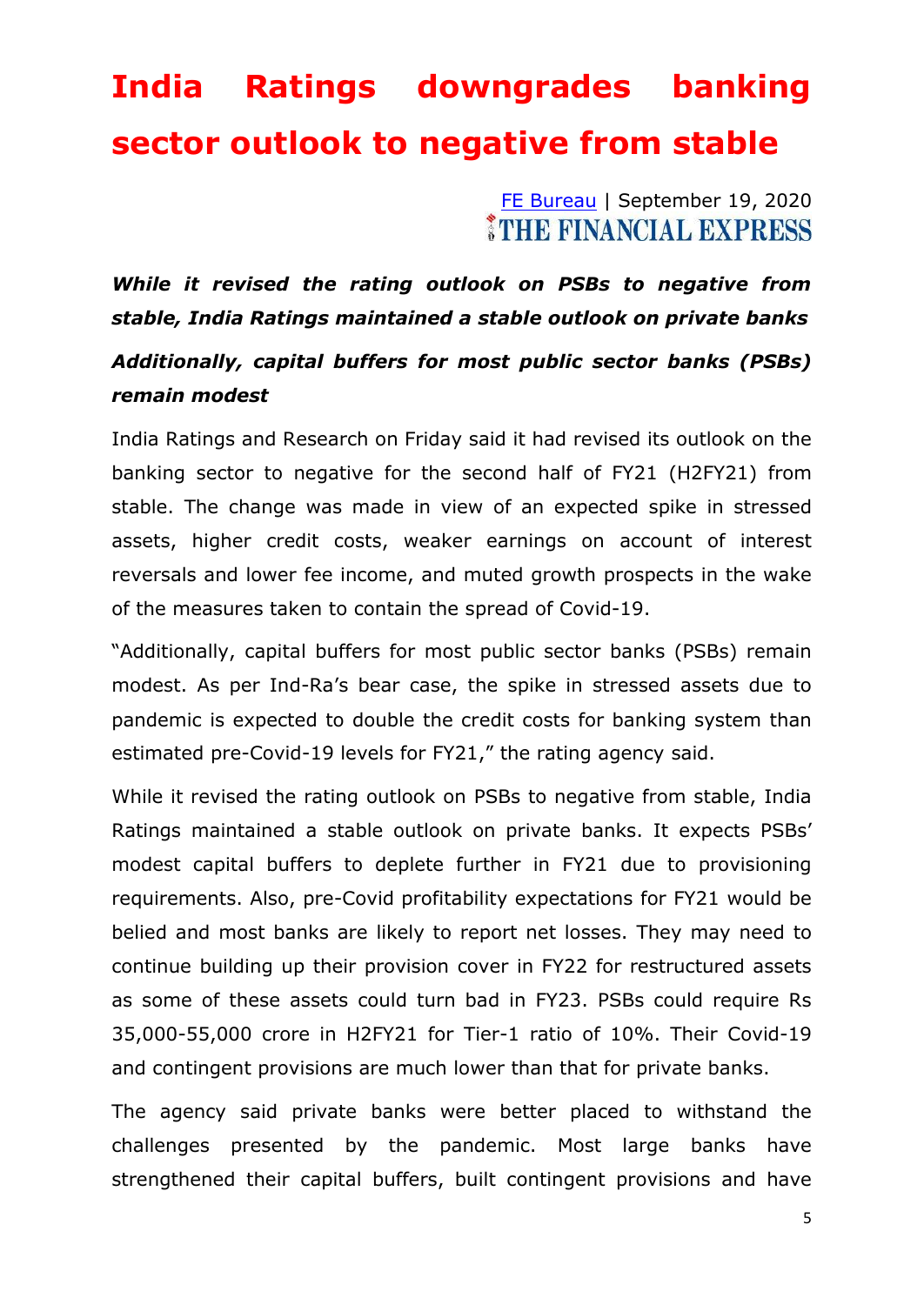# India Ratings downgrades banking sector outlook to negative from stable

[FE Bureau](#) | September 19, 2020
THE FINANCIAL EXPRESS

***While it revised the rating outlook on PSBs to negative from stable, India Ratings maintained a stable outlook on private banks***

***Additionally, capital buffers for most public sector banks (PSBs) remain modest***

India Ratings and Research on Friday said it had revised its outlook on the banking sector to negative for the second half of FY21 (H2FY21) from stable. The change was made in view of an expected spike in stressed assets, higher credit costs, weaker earnings on account of interest reversals and lower fee income, and muted growth prospects in the wake of the measures taken to contain the spread of Covid-19.

"Additionally, capital buffers for most public sector banks (PSBs) remain modest. As per Ind-Ra's bear case, the spike in stressed assets due to pandemic is expected to double the credit costs for banking system than estimated pre-Covid-19 levels for FY21," the rating agency said.

While it revised the rating outlook on PSBs to negative from stable, India Ratings maintained a stable outlook on private banks. It expects PSBs' modest capital buffers to deplete further in FY21 due to provisioning requirements. Also, pre-Covid profitability expectations for FY21 would be belied and most banks are likely to report net losses. They may need to continue building up their provision cover in FY22 for restructured assets as some of these assets could turn bad in FY23. PSBs could require Rs 35,000-55,000 crore in H2FY21 for Tier-1 ratio of 10%. Their Covid-19 and contingent provisions are much lower than that for private banks.

The agency said private banks were better placed to withstand the challenges presented by the pandemic. Most large banks have strengthened their capital buffers, built contingent provisions and have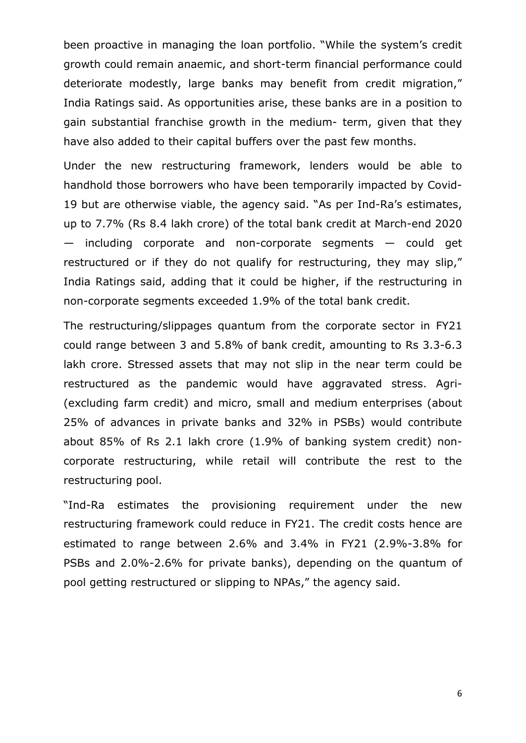been proactive in managing the loan portfolio. "While the system's credit growth could remain anaemic, and short-term financial performance could deteriorate modestly, large banks may benefit from credit migration," India Ratings said. As opportunities arise, these banks are in a position to gain substantial franchise growth in the medium- term, given that they have also added to their capital buffers over the past few months.

Under the new restructuring framework, lenders would be able to handhold those borrowers who have been temporarily impacted by Covid-19 but are otherwise viable, the agency said. "As per Ind-Ra's estimates, up to 7.7% (Rs 8.4 lakh crore) of the total bank credit at March-end 2020 — including corporate and non-corporate segments — could get restructured or if they do not qualify for restructuring, they may slip," India Ratings said, adding that it could be higher, if the restructuring in non-corporate segments exceeded 1.9% of the total bank credit.

The restructuring/slippages quantum from the corporate sector in FY21 could range between 3 and 5.8% of bank credit, amounting to Rs 3.3-6.3 lakh crore. Stressed assets that may not slip in the near term could be restructured as the pandemic would have aggravated stress. Agri- (excluding farm credit) and micro, small and medium enterprises (about 25% of advances in private banks and 32% in PSBs) would contribute about 85% of Rs 2.1 lakh crore (1.9% of banking system credit) non-corporate restructuring, while retail will contribute the rest to the restructuring pool.

"Ind-Ra estimates the provisioning requirement under the new restructuring framework could reduce in FY21. The credit costs hence are estimated to range between 2.6% and 3.4% in FY21 (2.9%-3.8% for PSBs and 2.0%-2.6% for private banks), depending on the quantum of pool getting restructured or slipping to NPAs," the agency said.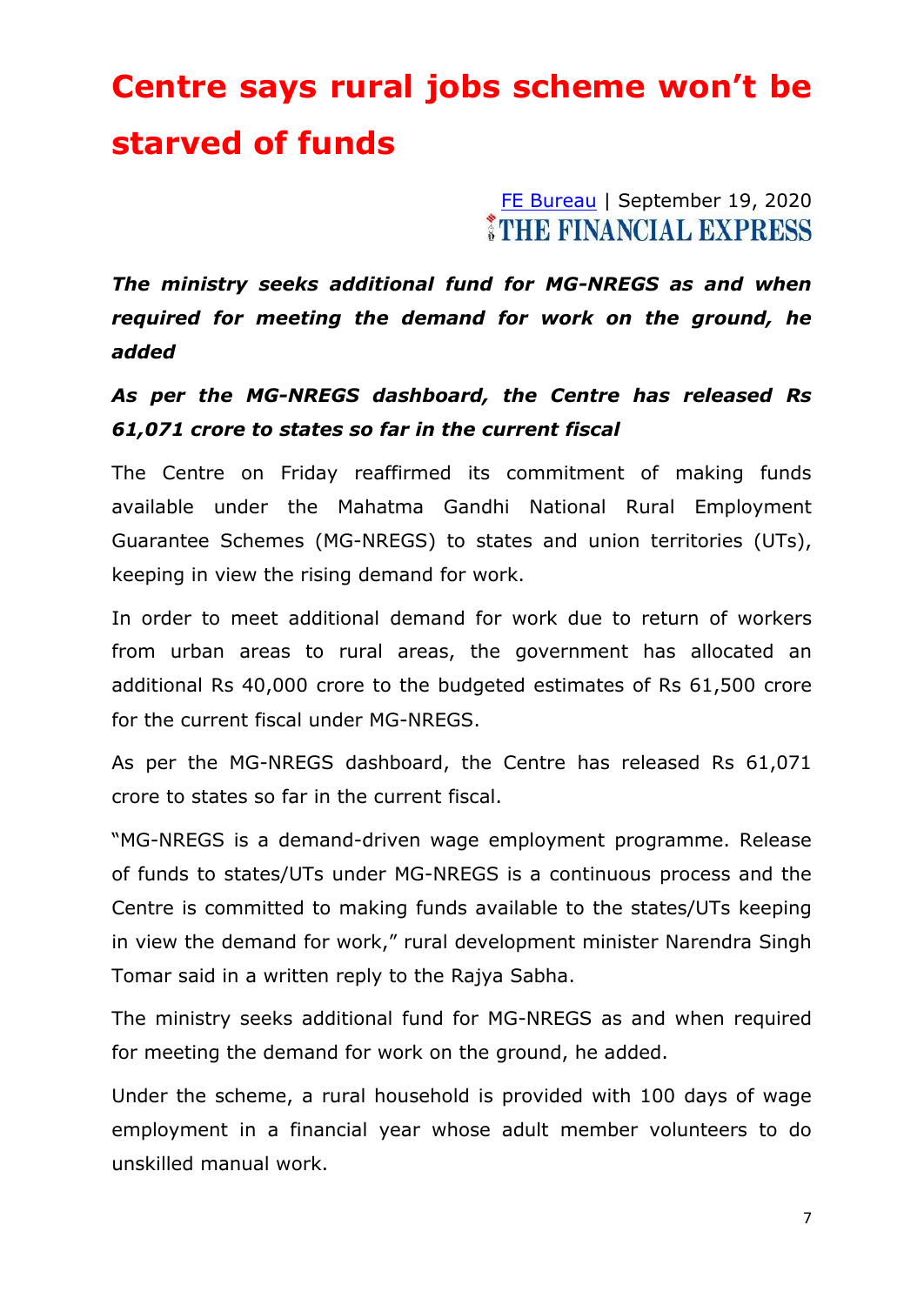# Centre says rural jobs scheme won't be starved of funds

FE Bureau | September 19, 2020
THE FINANCIAL EXPRESS

***The ministry seeks additional fund for MG-NREGS as and when required for meeting the demand for work on the ground, he added***

***As per the MG-NREGS dashboard, the Centre has released Rs 61,071 crore to states so far in the current fiscal***

The Centre on Friday reaffirmed its commitment of making funds available under the Mahatma Gandhi National Rural Employment Guarantee Schemes (MG-NREGS) to states and union territories (UTs), keeping in view the rising demand for work.

In order to meet additional demand for work due to return of workers from urban areas to rural areas, the government has allocated an additional Rs 40,000 crore to the budgeted estimates of Rs 61,500 crore for the current fiscal under MG-NREGS.

As per the MG-NREGS dashboard, the Centre has released Rs 61,071 crore to states so far in the current fiscal.

"MG-NREGS is a demand-driven wage employment programme. Release of funds to states/UTs under MG-NREGS is a continuous process and the Centre is committed to making funds available to the states/UTs keeping in view the demand for work," rural development minister Narendra Singh Tomar said in a written reply to the Rajya Sabha.

The ministry seeks additional fund for MG-NREGS as and when required for meeting the demand for work on the ground, he added.

Under the scheme, a rural household is provided with 100 days of wage employment in a financial year whose adult member volunteers to do unskilled manual work.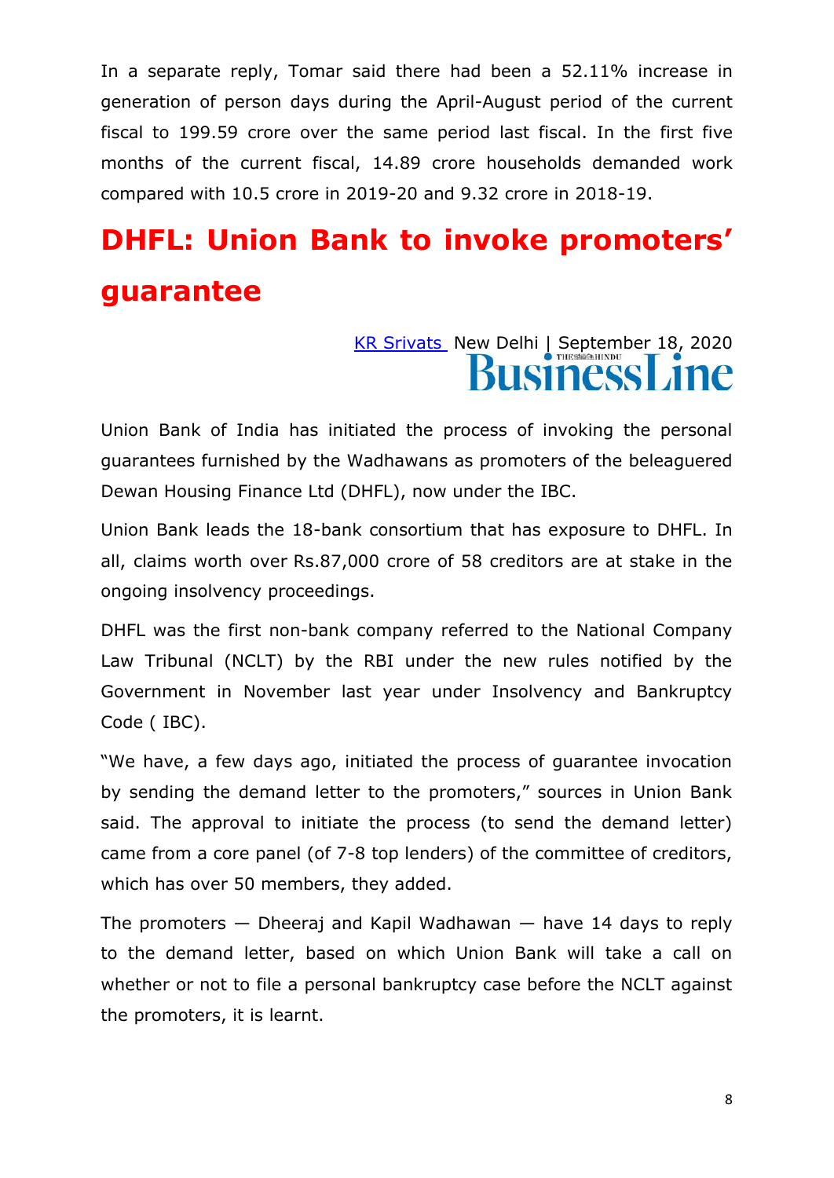In a separate reply, Tomar said there had been a 52.11% increase in generation of person days during the April-August period of the current fiscal to 199.59 crore over the same period last fiscal. In the first five months of the current fiscal, 14.89 crore households demanded work compared with 10.5 crore in 2019-20 and 9.32 crore in 2018-19.

# DHFL: Union Bank to invoke promoters' guarantee

KR Srivats New Delhi | September 18, 2020

BusinessLine

Union Bank of India has initiated the process of invoking the personal guarantees furnished by the Wadhawans as promoters of the beleaguered Dewan Housing Finance Ltd (DHFL), now under the IBC.

Union Bank leads the 18-bank consortium that has exposure to DHFL. In all, claims worth over Rs.87,000 crore of 58 creditors are at stake in the ongoing insolvency proceedings.

DHFL was the first non-bank company referred to the National Company Law Tribunal (NCLT) by the RBI under the new rules notified by the Government in November last year under Insolvency and Bankruptcy Code ( IBC).

"We have, a few days ago, initiated the process of guarantee invocation by sending the demand letter to the promoters," sources in Union Bank said. The approval to initiate the process (to send the demand letter) came from a core panel (of 7-8 top lenders) of the committee of creditors, which has over 50 members, they added.

The promoters — Dheeraj and Kapil Wadhawan — have 14 days to reply to the demand letter, based on which Union Bank will take a call on whether or not to file a personal bankruptcy case before the NCLT against the promoters, it is learnt.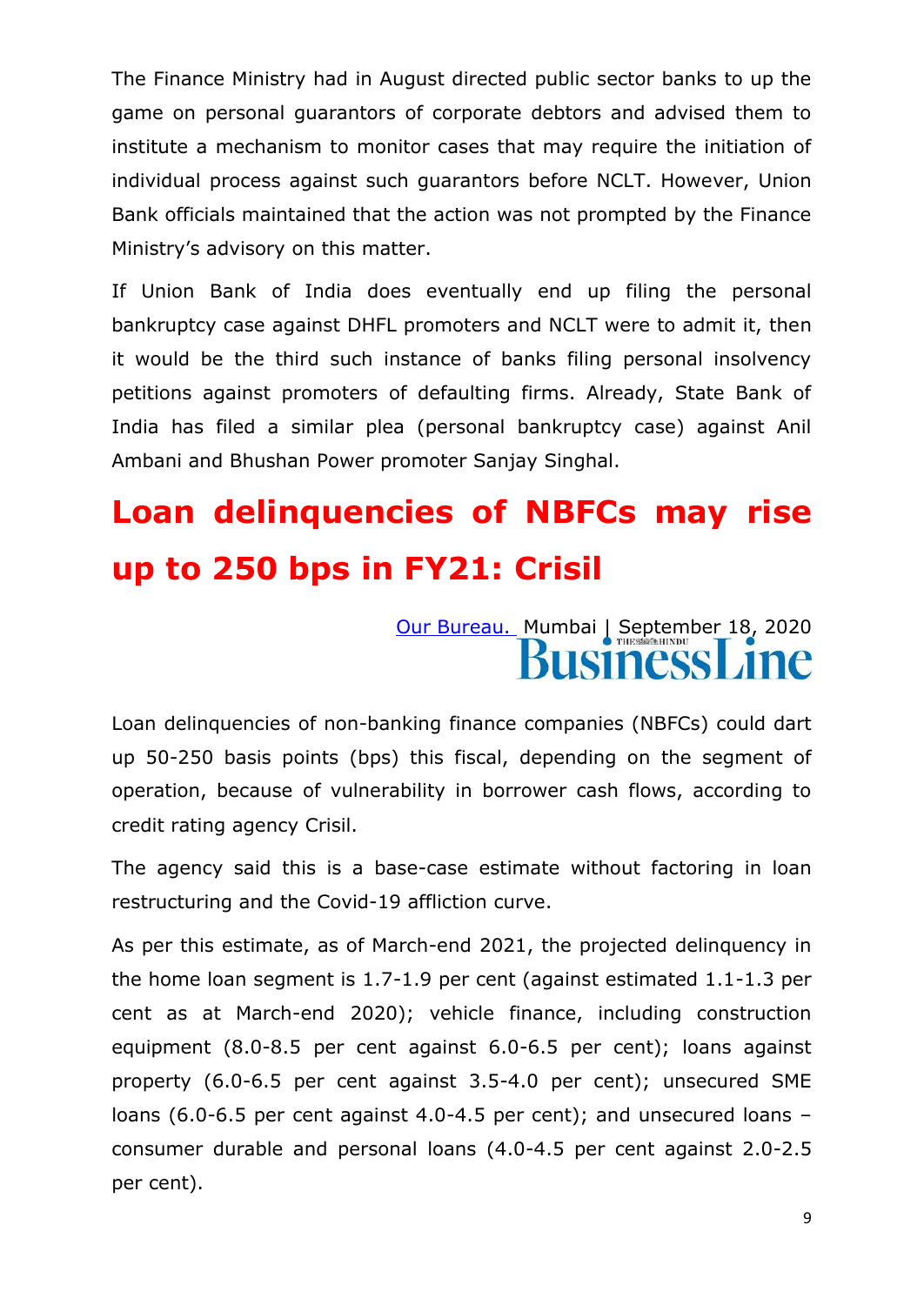The Finance Ministry had in August directed public sector banks to up the game on personal guarantors of corporate debtors and advised them to institute a mechanism to monitor cases that may require the initiation of individual process against such guarantors before NCLT. However, Union Bank officials maintained that the action was not prompted by the Finance Ministry's advisory on this matter.

If Union Bank of India does eventually end up filing the personal bankruptcy case against DHFL promoters and NCLT were to admit it, then it would be the third such instance of banks filing personal insolvency petitions against promoters of defaulting firms. Already, State Bank of India has filed a similar plea (personal bankruptcy case) against Anil Ambani and Bhushan Power promoter Sanjay Singhal.

# Loan delinquencies of NBFCs may rise up to 250 bps in FY21: Crisil

Our Bureau. Mumbai | September 18, 2020

BusinessLine

Loan delinquencies of non-banking finance companies (NBFCs) could dart up 50-250 basis points (bps) this fiscal, depending on the segment of operation, because of vulnerability in borrower cash flows, according to credit rating agency Crisil.

The agency said this is a base-case estimate without factoring in loan restructuring and the Covid-19 affliction curve.

As per this estimate, as of March-end 2021, the projected delinquency in the home loan segment is 1.7-1.9 per cent (against estimated 1.1-1.3 per cent as at March-end 2020); vehicle finance, including construction equipment (8.0-8.5 per cent against 6.0-6.5 per cent); loans against property (6.0-6.5 per cent against 3.5-4.0 per cent); unsecured SME loans (6.0-6.5 per cent against 4.0-4.5 per cent); and unsecured loans – consumer durable and personal loans (4.0-4.5 per cent against 2.0-2.5 per cent).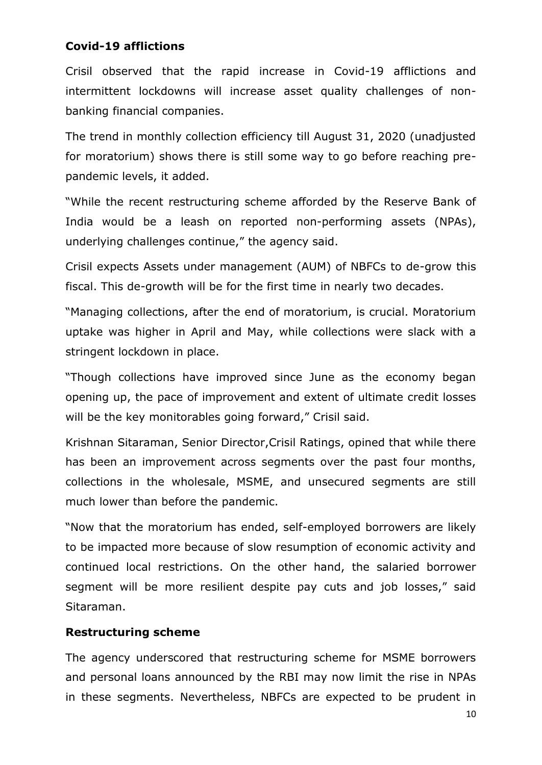**Covid-19 afflictions**

Crisil observed that the rapid increase in Covid-19 afflictions and intermittent lockdowns will increase asset quality challenges of non-banking financial companies.

The trend in monthly collection efficiency till August 31, 2020 (unadjusted for moratorium) shows there is still some way to go before reaching pre-pandemic levels, it added.

"While the recent restructuring scheme afforded by the Reserve Bank of India would be a leash on reported non-performing assets (NPAs), underlying challenges continue," the agency said.

Crisil expects Assets under management (AUM) of NBFCs to de-grow this fiscal. This de-growth will be for the first time in nearly two decades.

"Managing collections, after the end of moratorium, is crucial. Moratorium uptake was higher in April and May, while collections were slack with a stringent lockdown in place.

"Though collections have improved since June as the economy began opening up, the pace of improvement and extent of ultimate credit losses will be the key monitorables going forward," Crisil said.

Krishnan Sitaraman, Senior Director,Crisil Ratings, opined that while there has been an improvement across segments over the past four months, collections in the wholesale, MSME, and unsecured segments are still much lower than before the pandemic.

"Now that the moratorium has ended, self-employed borrowers are likely to be impacted more because of slow resumption of economic activity and continued local restrictions. On the other hand, the salaried borrower segment will be more resilient despite pay cuts and job losses," said Sitaraman.

**Restructuring scheme**

The agency underscored that restructuring scheme for MSME borrowers and personal loans announced by the RBI may now limit the rise in NPAs in these segments. Nevertheless, NBFCs are expected to be prudent in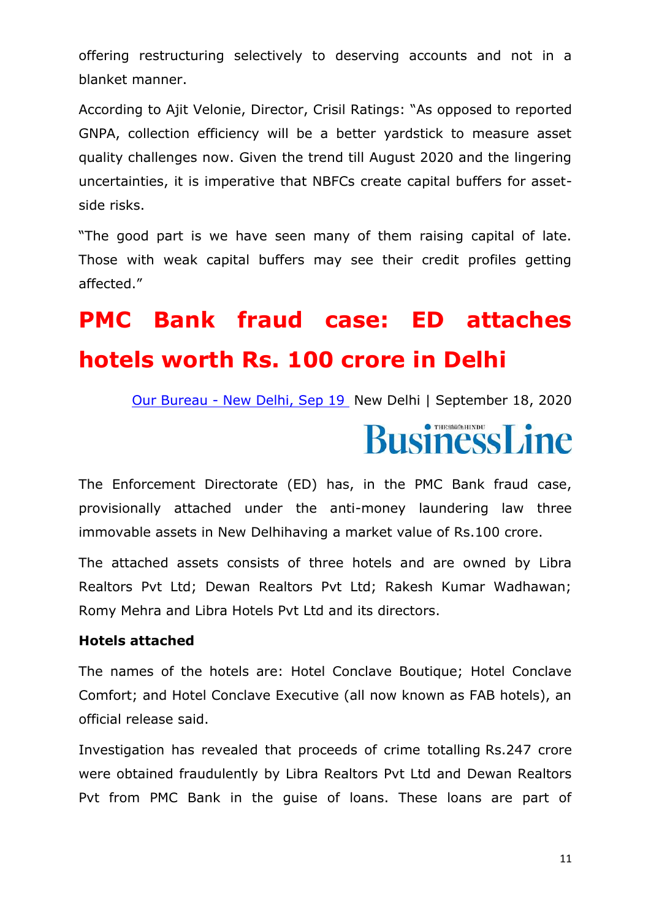offering restructuring selectively to deserving accounts and not in a blanket manner.

According to Ajit Velonie, Director, Crisil Ratings: "As opposed to reported GNPA, collection efficiency will be a better yardstick to measure asset quality challenges now. Given the trend till August 2020 and the lingering uncertainties, it is imperative that NBFCs create capital buffers for asset-side risks.

"The good part is we have seen many of them raising capital of late. Those with weak capital buffers may see their credit profiles getting affected."

# PMC Bank fraud case: ED attaches hotels worth Rs. 100 crore in Delhi

Our Bureau - New Delhi, Sep 19 New Delhi | September 18, 2020

BusinessLine

The Enforcement Directorate (ED) has, in the PMC Bank fraud case, provisionally attached under the anti-money laundering law three immovable assets in New Delhihaving a market value of Rs.100 crore.

The attached assets consists of three hotels and are owned by Libra Realtors Pvt Ltd; Dewan Realtors Pvt Ltd; Rakesh Kumar Wadhawan; Romy Mehra and Libra Hotels Pvt Ltd and its directors.

**Hotels attached**

The names of the hotels are: Hotel Conclave Boutique; Hotel Conclave Comfort; and Hotel Conclave Executive (all now known as FAB hotels), an official release said.

Investigation has revealed that proceeds of crime totalling Rs.247 crore were obtained fraudulently by Libra Realtors Pvt Ltd and Dewan Realtors Pvt from PMC Bank in the guise of loans. These loans are part of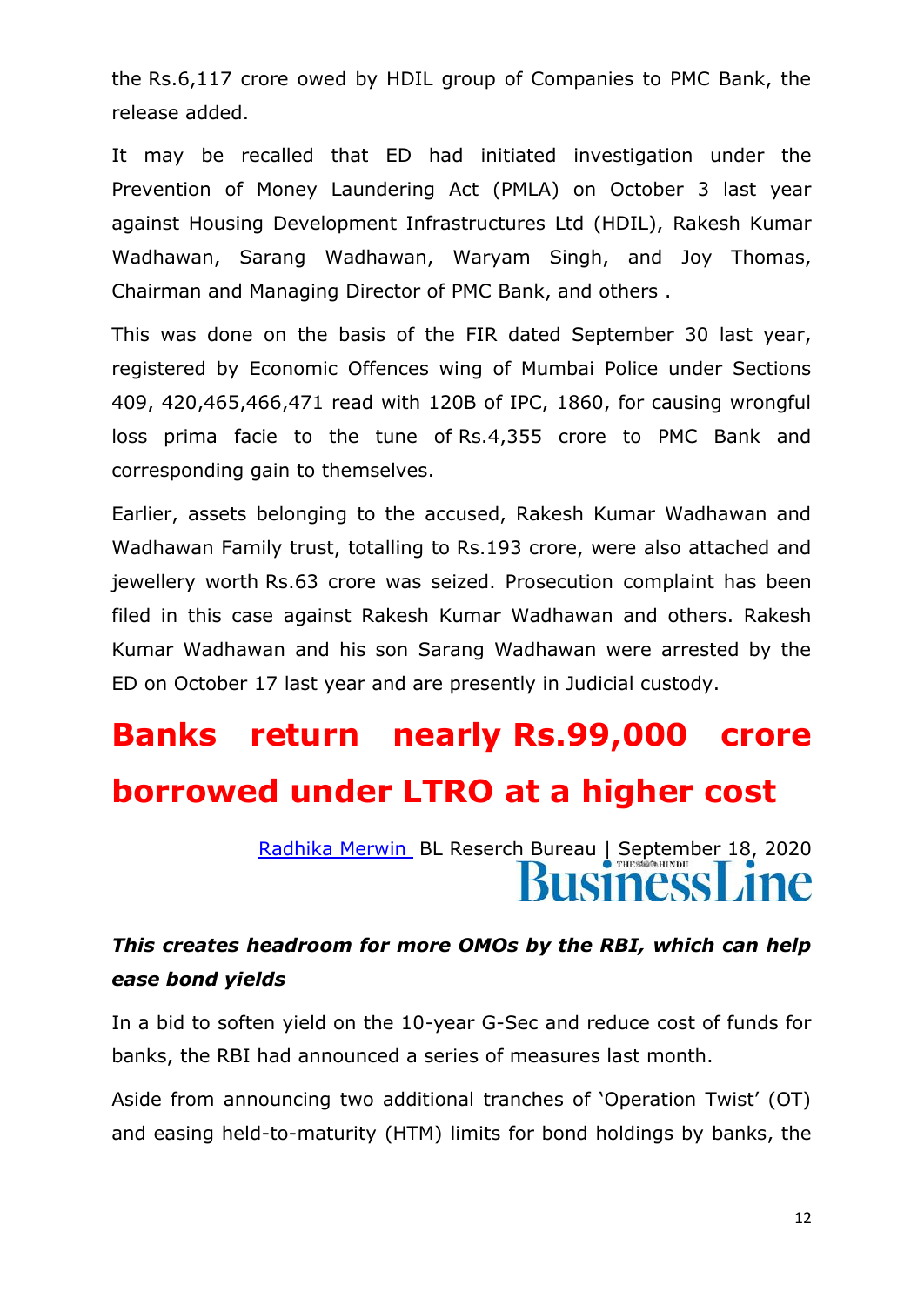the Rs.6,117 crore owed by HDIL group of Companies to PMC Bank, the release added.

It may be recalled that ED had initiated investigation under the Prevention of Money Laundering Act (PMLA) on October 3 last year against Housing Development Infrastructures Ltd (HDIL), Rakesh Kumar Wadhawan, Sarang Wadhawan, Waryam Singh, and Joy Thomas, Chairman and Managing Director of PMC Bank, and others .

This was done on the basis of the FIR dated September 30 last year, registered by Economic Offences wing of Mumbai Police under Sections 409, 420,465,466,471 read with 120B of IPC, 1860, for causing wrongful loss prima facie to the tune of Rs.4,355 crore to PMC Bank and corresponding gain to themselves.

Earlier, assets belonging to the accused, Rakesh Kumar Wadhawan and Wadhawan Family trust, totalling to Rs.193 crore, were also attached and jewellery worth Rs.63 crore was seized. Prosecution complaint has been filed in this case against Rakesh Kumar Wadhawan and others. Rakesh Kumar Wadhawan and his son Sarang Wadhawan were arrested by the ED on October 17 last year and are presently in Judicial custody.

# Banks return nearly Rs.99,000 crore borrowed under LTRO at a higher cost

Radhika Merwin BL Reserch Bureau | September 18, 2020

BusinessLine

***This creates headroom for more OMOs by the RBI, which can help ease bond yields***

In a bid to soften yield on the 10-year G-Sec and reduce cost of funds for banks, the RBI had announced a series of measures last month.

Aside from announcing two additional tranches of 'Operation Twist' (OT) and easing held-to-maturity (HTM) limits for bond holdings by banks, the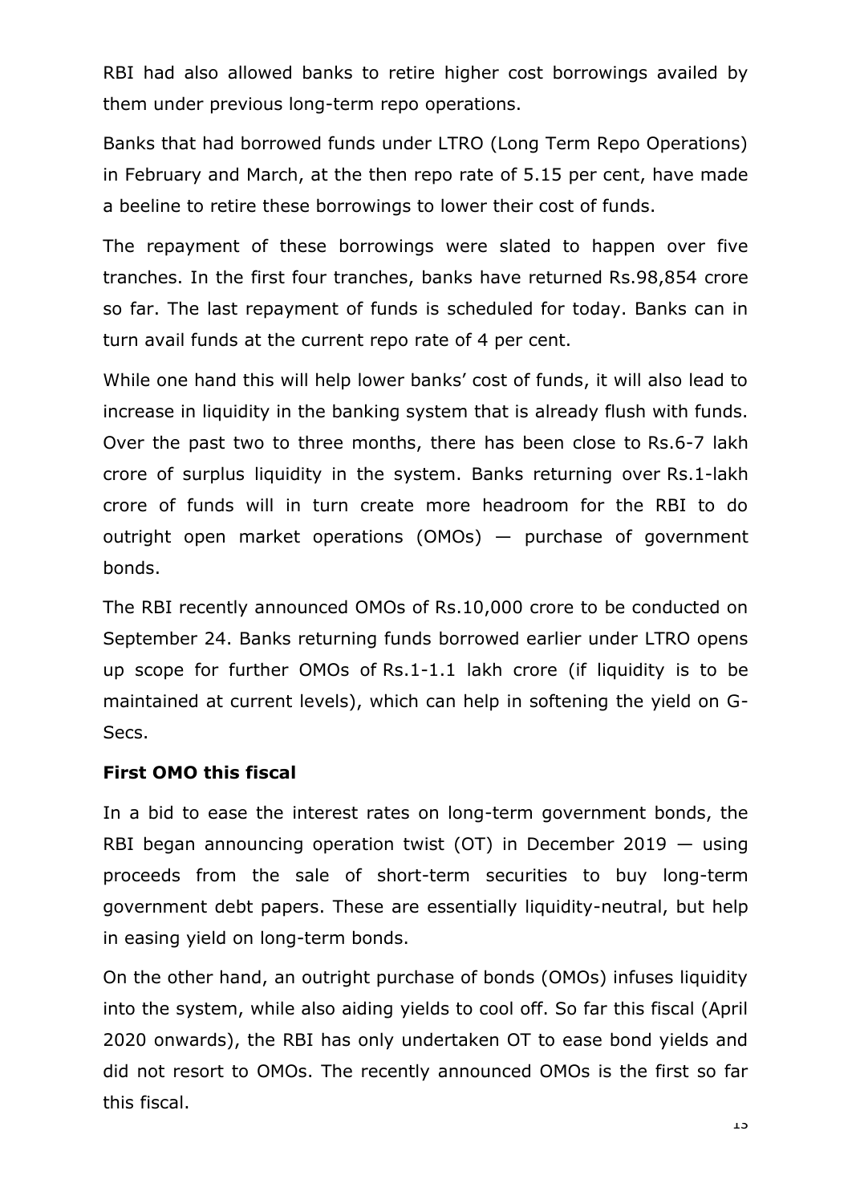RBI had also allowed banks to retire higher cost borrowings availed by them under previous long-term repo operations.

Banks that had borrowed funds under LTRO (Long Term Repo Operations) in February and March, at the then repo rate of 5.15 per cent, have made a beeline to retire these borrowings to lower their cost of funds.

The repayment of these borrowings were slated to happen over five tranches. In the first four tranches, banks have returned Rs.98,854 crore so far. The last repayment of funds is scheduled for today. Banks can in turn avail funds at the current repo rate of 4 per cent.

While one hand this will help lower banks' cost of funds, it will also lead to increase in liquidity in the banking system that is already flush with funds. Over the past two to three months, there has been close to Rs.6-7 lakh crore of surplus liquidity in the system. Banks returning over Rs.1-lakh crore of funds will in turn create more headroom for the RBI to do outright open market operations (OMOs) — purchase of government bonds.

The RBI recently announced OMOs of Rs.10,000 crore to be conducted on September 24. Banks returning funds borrowed earlier under LTRO opens up scope for further OMOs of Rs.1-1.1 lakh crore (if liquidity is to be maintained at current levels), which can help in softening the yield on G-Secs.

**First OMO this fiscal**

In a bid to ease the interest rates on long-term government bonds, the RBI began announcing operation twist (OT) in December 2019 — using proceeds from the sale of short-term securities to buy long-term government debt papers. These are essentially liquidity-neutral, but help in easing yield on long-term bonds.

On the other hand, an outright purchase of bonds (OMOs) infuses liquidity into the system, while also aiding yields to cool off. So far this fiscal (April 2020 onwards), the RBI has only undertaken OT to ease bond yields and did not resort to OMOs. The recently announced OMOs is the first so far this fiscal.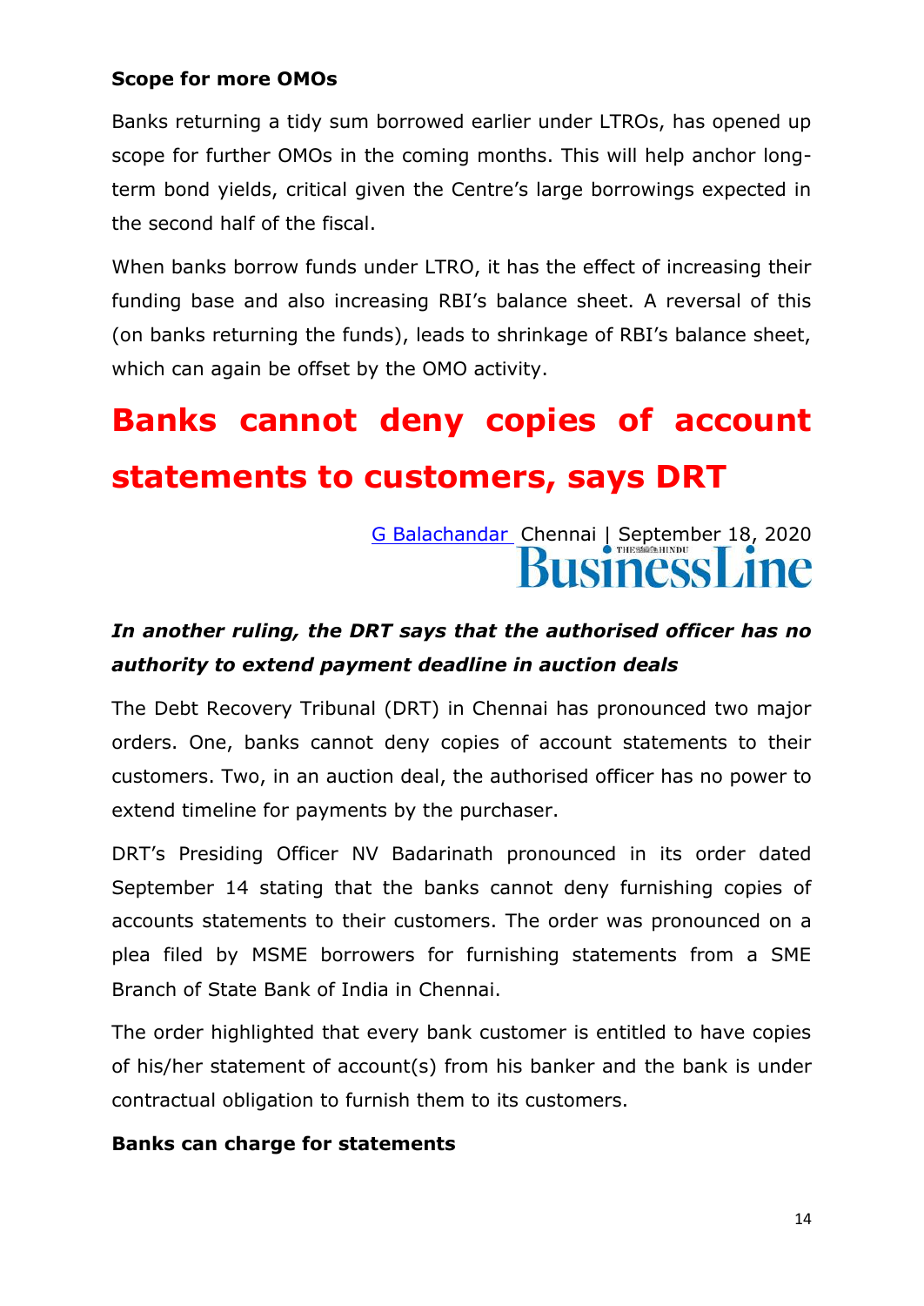**Scope for more OMOs**

Banks returning a tidy sum borrowed earlier under LTROs, has opened up scope for further OMOs in the coming months. This will help anchor long-term bond yields, critical given the Centre's large borrowings expected in the second half of the fiscal.

When banks borrow funds under LTRO, it has the effect of increasing their funding base and also increasing RBI's balance sheet. A reversal of this (on banks returning the funds), leads to shrinkage of RBI's balance sheet, which can again be offset by the OMO activity.

# Banks cannot deny copies of account statements to customers, says DRT

G Balachandar Chennai | September 18, 2020
BusinessLine

***In another ruling, the DRT says that the authorised officer has no authority to extend payment deadline in auction deals***

The Debt Recovery Tribunal (DRT) in Chennai has pronounced two major orders. One, banks cannot deny copies of account statements to their customers. Two, in an auction deal, the authorised officer has no power to extend timeline for payments by the purchaser.

DRT's Presiding Officer NV Badarinath pronounced in its order dated September 14 stating that the banks cannot deny furnishing copies of accounts statements to their customers. The order was pronounced on a plea filed by MSME borrowers for furnishing statements from a SME Branch of State Bank of India in Chennai.

The order highlighted that every bank customer is entitled to have copies of his/her statement of account(s) from his banker and the bank is under contractual obligation to furnish them to its customers.

**Banks can charge for statements**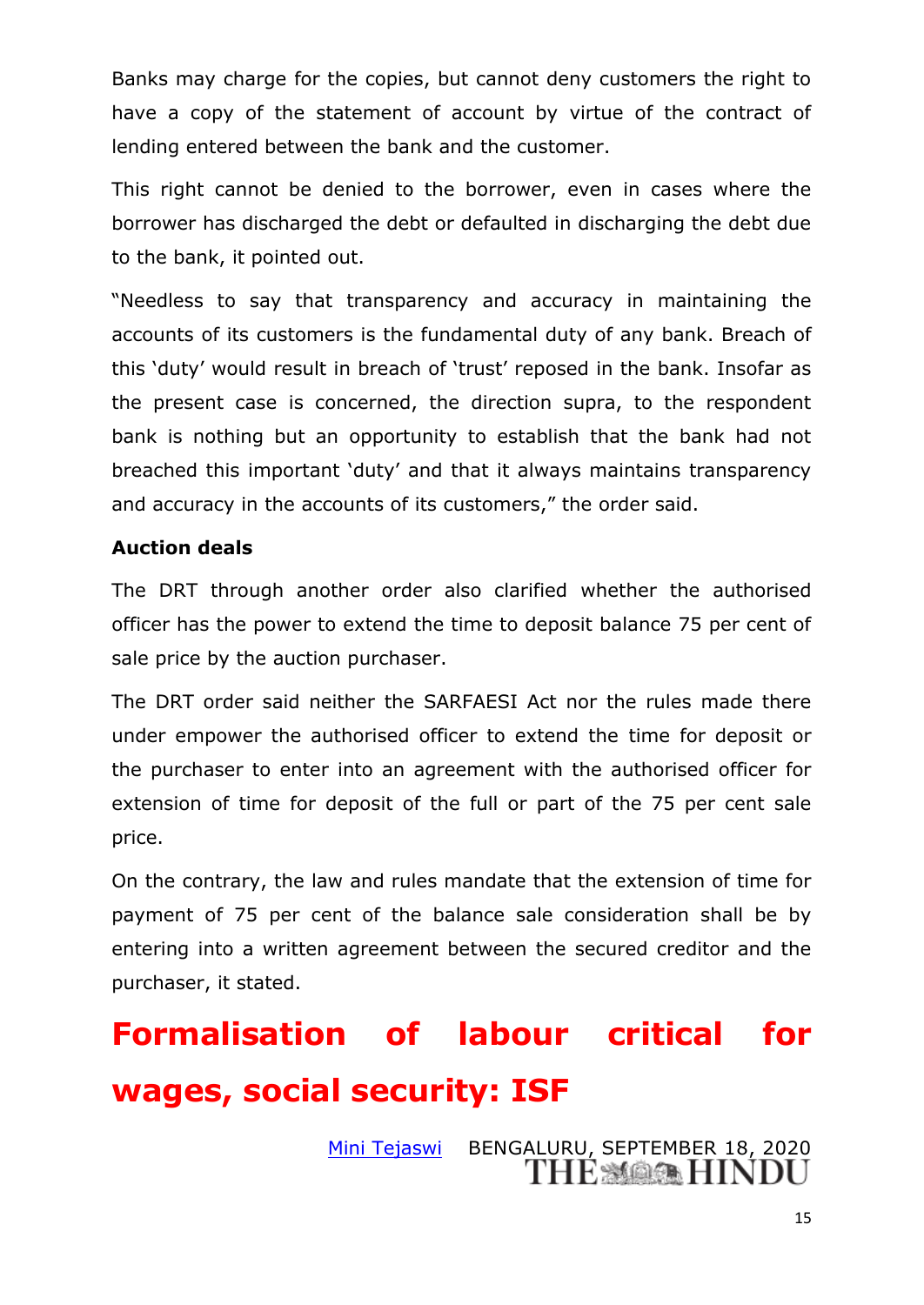Banks may charge for the copies, but cannot deny customers the right to have a copy of the statement of account by virtue of the contract of lending entered between the bank and the customer.

This right cannot be denied to the borrower, even in cases where the borrower has discharged the debt or defaulted in discharging the debt due to the bank, it pointed out.

"Needless to say that transparency and accuracy in maintaining the accounts of its customers is the fundamental duty of any bank. Breach of this 'duty' would result in breach of 'trust' reposed in the bank. Insofar as the present case is concerned, the direction supra, to the respondent bank is nothing but an opportunity to establish that the bank had not breached this important 'duty' and that it always maintains transparency and accuracy in the accounts of its customers," the order said.

**Auction deals**

The DRT through another order also clarified whether the authorised officer has the power to extend the time to deposit balance 75 per cent of sale price by the auction purchaser.

The DRT order said neither the SARFAESI Act nor the rules made there under empower the authorised officer to extend the time for deposit or the purchaser to enter into an agreement with the authorised officer for extension of time for deposit of the full or part of the 75 per cent sale price.

On the contrary, the law and rules mandate that the extension of time for payment of 75 per cent of the balance sale consideration shall be by entering into a written agreement between the secured creditor and the purchaser, it stated.

# Formalisation of labour critical for wages, social security: ISF

Mini Tejaswi BENGALURU, SEPTEMBER 18, 2020

THE HINDU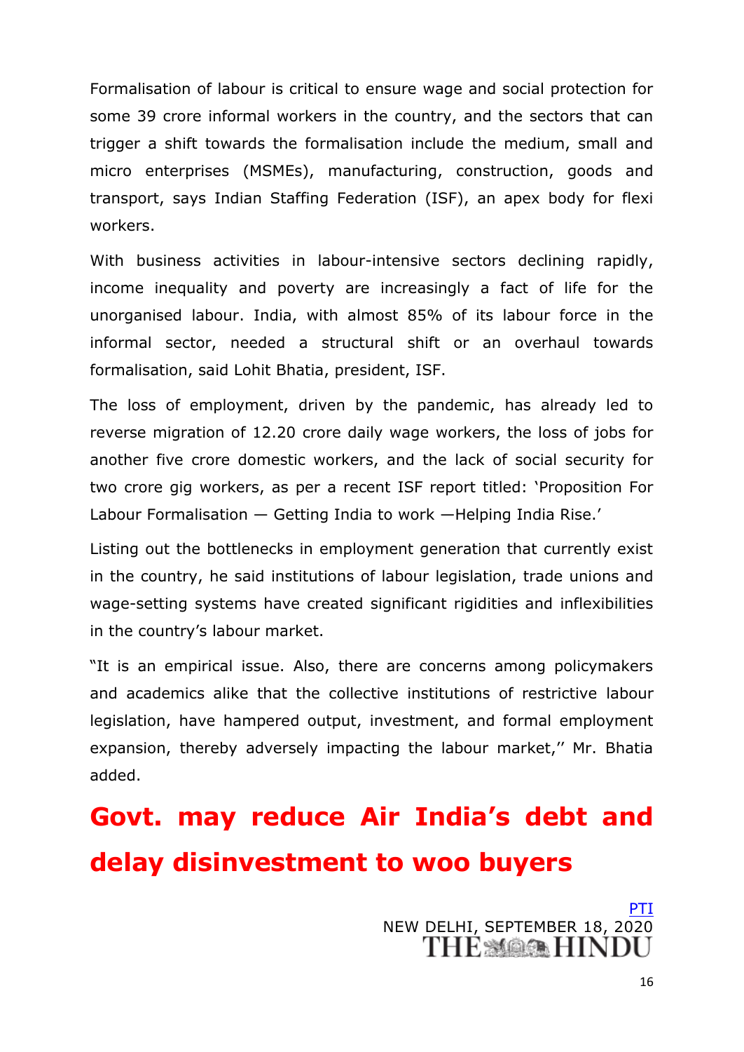Formalisation of labour is critical to ensure wage and social protection for some 39 crore informal workers in the country, and the sectors that can trigger a shift towards the formalisation include the medium, small and micro enterprises (MSMEs), manufacturing, construction, goods and transport, says Indian Staffing Federation (ISF), an apex body for flexi workers.

With business activities in labour-intensive sectors declining rapidly, income inequality and poverty are increasingly a fact of life for the unorganised labour. India, with almost 85% of its labour force in the informal sector, needed a structural shift or an overhaul towards formalisation, said Lohit Bhatia, president, ISF.

The loss of employment, driven by the pandemic, has already led to reverse migration of 12.20 crore daily wage workers, the loss of jobs for another five crore domestic workers, and the lack of social security for two crore gig workers, as per a recent ISF report titled: 'Proposition For Labour Formalisation — Getting India to work —Helping India Rise.'

Listing out the bottlenecks in employment generation that currently exist in the country, he said institutions of labour legislation, trade unions and wage-setting systems have created significant rigidities and inflexibilities in the country's labour market.

"It is an empirical issue. Also, there are concerns among policymakers and academics alike that the collective institutions of restrictive labour legislation, have hampered output, investment, and formal employment expansion, thereby adversely impacting the labour market,'' Mr. Bhatia added.

# Govt. may reduce Air India's debt and delay disinvestment to woo buyers

PTI
NEW DELHI, SEPTEMBER 18, 2020
THE HINDU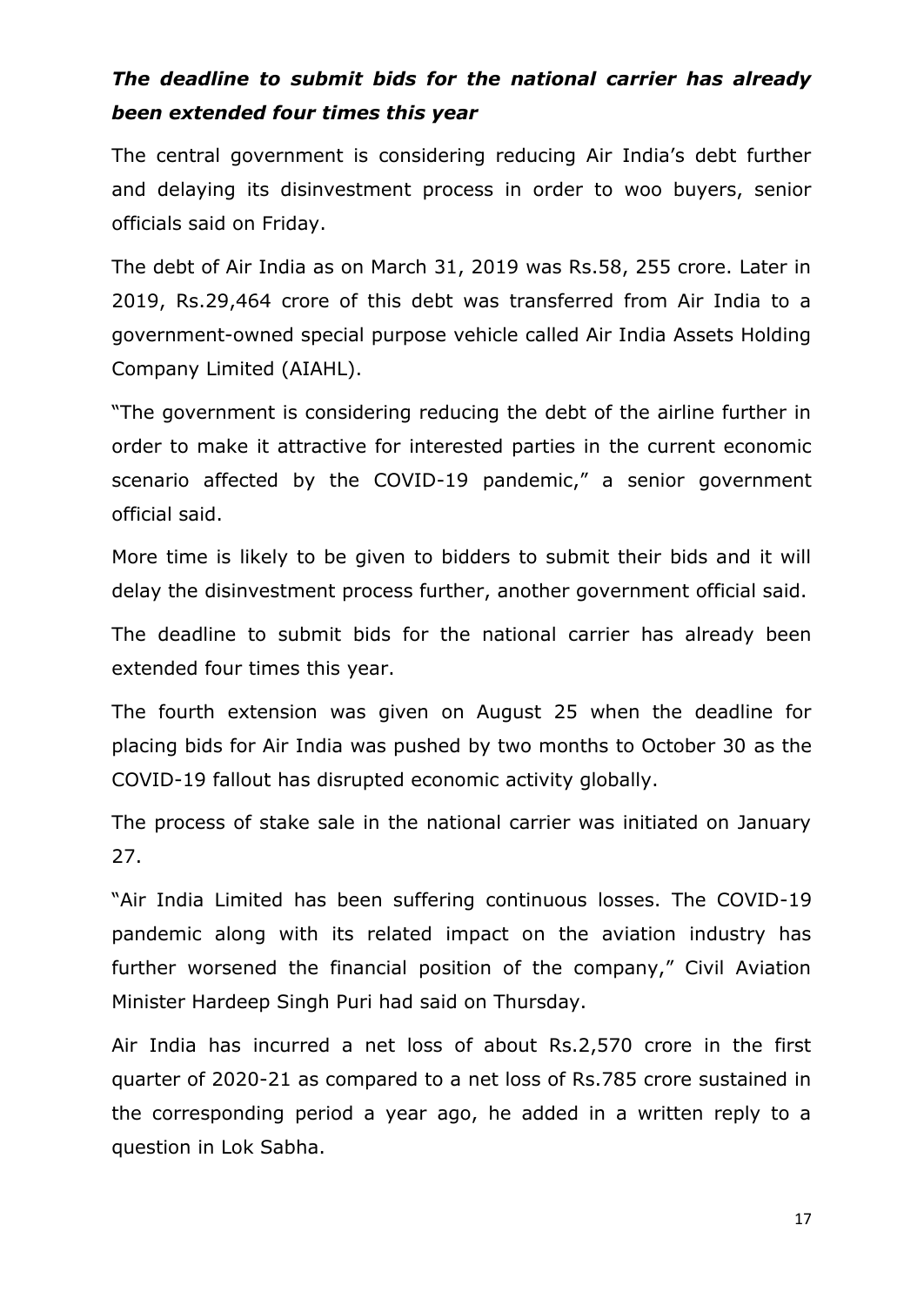***The deadline to submit bids for the national carrier has already been extended four times this year***

The central government is considering reducing Air India's debt further and delaying its disinvestment process in order to woo buyers, senior officials said on Friday.

The debt of Air India as on March 31, 2019 was Rs.58, 255 crore. Later in 2019, Rs.29,464 crore of this debt was transferred from Air India to a government-owned special purpose vehicle called Air India Assets Holding Company Limited (AIAHL).

"The government is considering reducing the debt of the airline further in order to make it attractive for interested parties in the current economic scenario affected by the COVID-19 pandemic," a senior government official said.

More time is likely to be given to bidders to submit their bids and it will delay the disinvestment process further, another government official said.

The deadline to submit bids for the national carrier has already been extended four times this year.

The fourth extension was given on August 25 when the deadline for placing bids for Air India was pushed by two months to October 30 as the COVID-19 fallout has disrupted economic activity globally.

The process of stake sale in the national carrier was initiated on January 27.

"Air India Limited has been suffering continuous losses. The COVID-19 pandemic along with its related impact on the aviation industry has further worsened the financial position of the company," Civil Aviation Minister Hardeep Singh Puri had said on Thursday.

Air India has incurred a net loss of about Rs.2,570 crore in the first quarter of 2020-21 as compared to a net loss of Rs.785 crore sustained in the corresponding period a year ago, he added in a written reply to a question in Lok Sabha.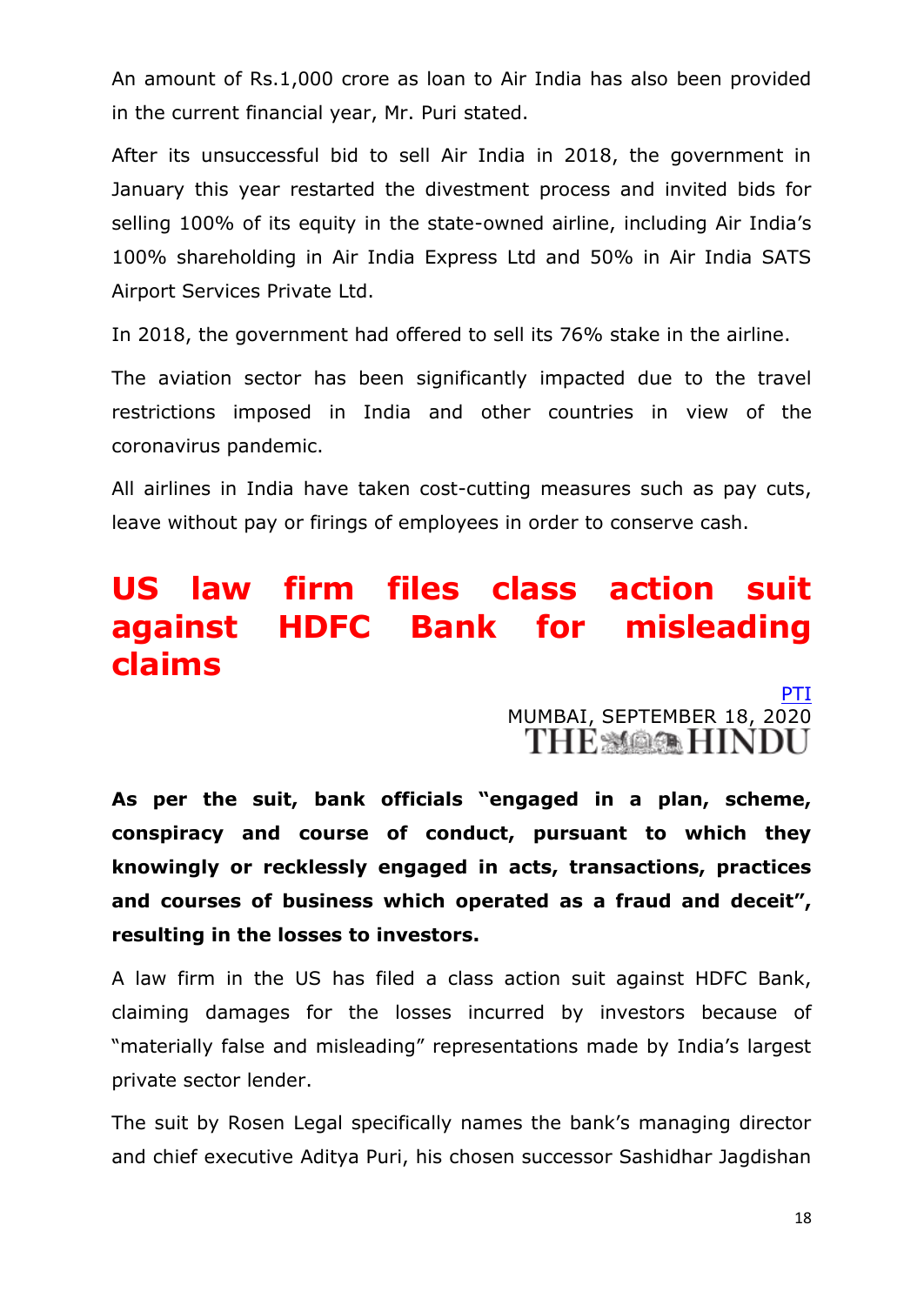An amount of Rs.1,000 crore as loan to Air India has also been provided in the current financial year, Mr. Puri stated.

After its unsuccessful bid to sell Air India in 2018, the government in January this year restarted the divestment process and invited bids for selling 100% of its equity in the state-owned airline, including Air India's 100% shareholding in Air India Express Ltd and 50% in Air India SATS Airport Services Private Ltd.

In 2018, the government had offered to sell its 76% stake in the airline.

The aviation sector has been significantly impacted due to the travel restrictions imposed in India and other countries in view of the coronavirus pandemic.

All airlines in India have taken cost-cutting measures such as pay cuts, leave without pay or firings of employees in order to conserve cash.

# US law firm files class action suit against HDFC Bank for misleading claims

PTI
MUMBAI, SEPTEMBER 18, 2020
THE HINDU

**As per the suit, bank officials "engaged in a plan, scheme, conspiracy and course of conduct, pursuant to which they knowingly or recklessly engaged in acts, transactions, practices and courses of business which operated as a fraud and deceit", resulting in the losses to investors.**

A law firm in the US has filed a class action suit against HDFC Bank, claiming damages for the losses incurred by investors because of "materially false and misleading" representations made by India's largest private sector lender.

The suit by Rosen Legal specifically names the bank's managing director and chief executive Aditya Puri, his chosen successor Sashidhar Jagdishan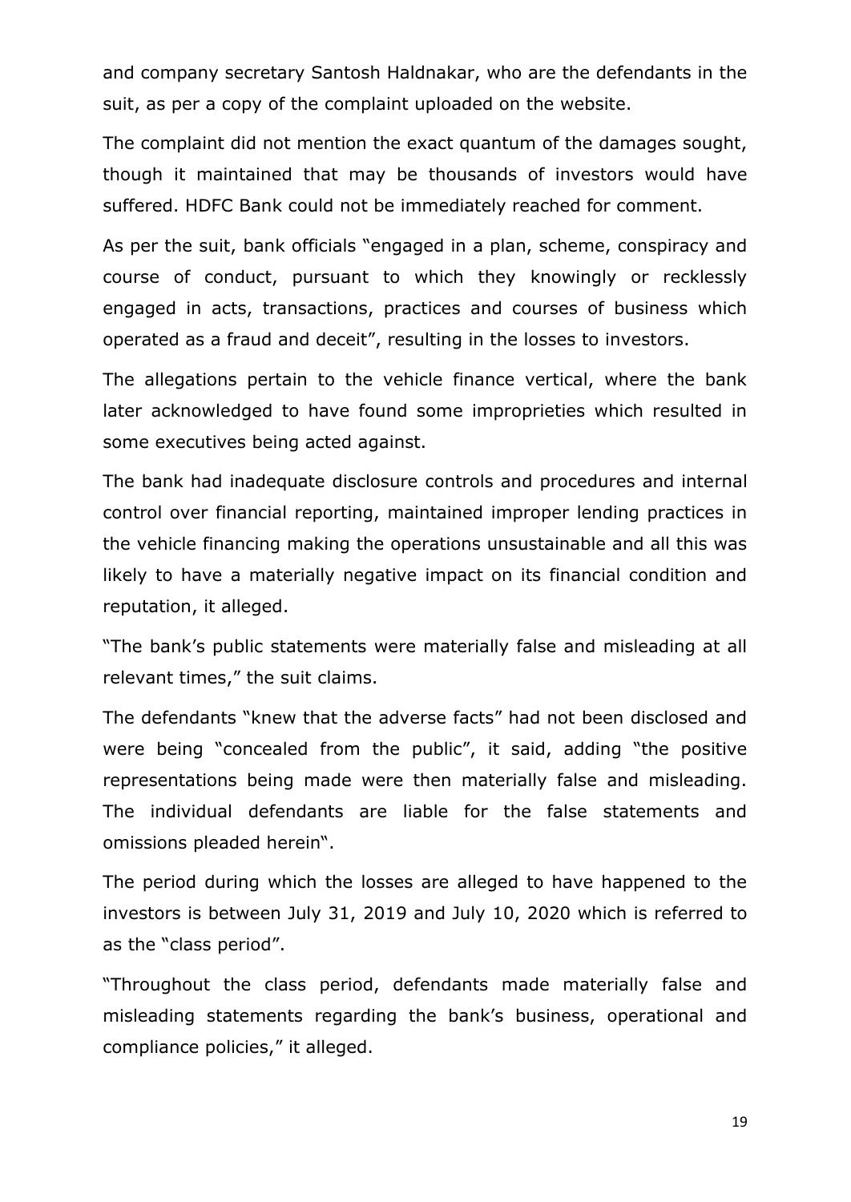and company secretary Santosh Haldnakar, who are the defendants in the suit, as per a copy of the complaint uploaded on the website.

The complaint did not mention the exact quantum of the damages sought, though it maintained that may be thousands of investors would have suffered. HDFC Bank could not be immediately reached for comment.

As per the suit, bank officials "engaged in a plan, scheme, conspiracy and course of conduct, pursuant to which they knowingly or recklessly engaged in acts, transactions, practices and courses of business which operated as a fraud and deceit", resulting in the losses to investors.

The allegations pertain to the vehicle finance vertical, where the bank later acknowledged to have found some improprieties which resulted in some executives being acted against.

The bank had inadequate disclosure controls and procedures and internal control over financial reporting, maintained improper lending practices in the vehicle financing making the operations unsustainable and all this was likely to have a materially negative impact on its financial condition and reputation, it alleged.

"The bank's public statements were materially false and misleading at all relevant times," the suit claims.

The defendants "knew that the adverse facts" had not been disclosed and were being "concealed from the public", it said, adding "the positive representations being made were then materially false and misleading. The individual defendants are liable for the false statements and omissions pleaded herein".

The period during which the losses are alleged to have happened to the investors is between July 31, 2019 and July 10, 2020 which is referred to as the "class period".

"Throughout the class period, defendants made materially false and misleading statements regarding the bank's business, operational and compliance policies," it alleged.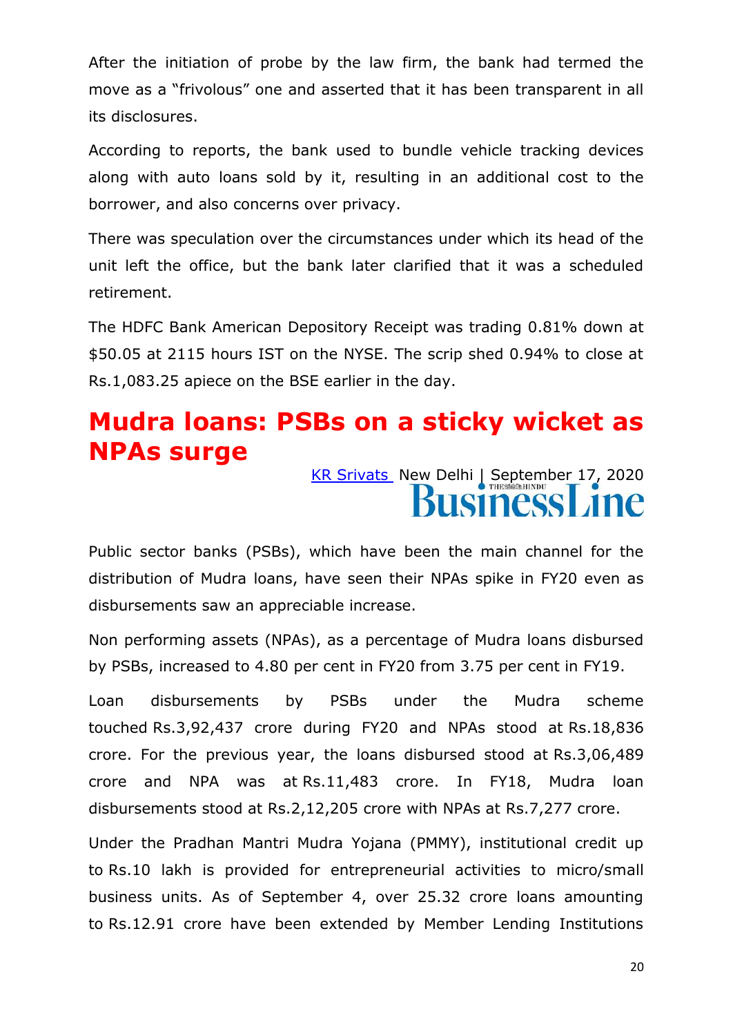After the initiation of probe by the law firm, the bank had termed the move as a "frivolous" one and asserted that it has been transparent in all its disclosures.

According to reports, the bank used to bundle vehicle tracking devices along with auto loans sold by it, resulting in an additional cost to the borrower, and also concerns over privacy.

There was speculation over the circumstances under which its head of the unit left the office, but the bank later clarified that it was a scheduled retirement.

The HDFC Bank American Depository Receipt was trading 0.81% down at $50.05 at 2115 hours IST on the NYSE. The scrip shed 0.94% to close at Rs.1,083.25 apiece on the BSE earlier in the day.

## Mudra loans: PSBs on a sticky wicket as NPAs surge

KR Srivats New Delhi | September 17, 2020

BusinessLine

Public sector banks (PSBs), which have been the main channel for the distribution of Mudra loans, have seen their NPAs spike in FY20 even as disbursements saw an appreciable increase.

Non performing assets (NPAs), as a percentage of Mudra loans disbursed by PSBs, increased to 4.80 per cent in FY20 from 3.75 per cent in FY19.

Loan disbursements by PSBs under the Mudra scheme touched Rs.3,92,437 crore during FY20 and NPAs stood at Rs.18,836 crore. For the previous year, the loans disbursed stood at Rs.3,06,489 crore and NPA was at Rs.11,483 crore. In FY18, Mudra loan disbursements stood at Rs.2,12,205 crore with NPAs at Rs.7,277 crore.

Under the Pradhan Mantri Mudra Yojana (PMMY), institutional credit up to Rs.10 lakh is provided for entrepreneurial activities to micro/small business units. As of September 4, over 25.32 crore loans amounting to Rs.12.91 crore have been extended by Member Lending Institutions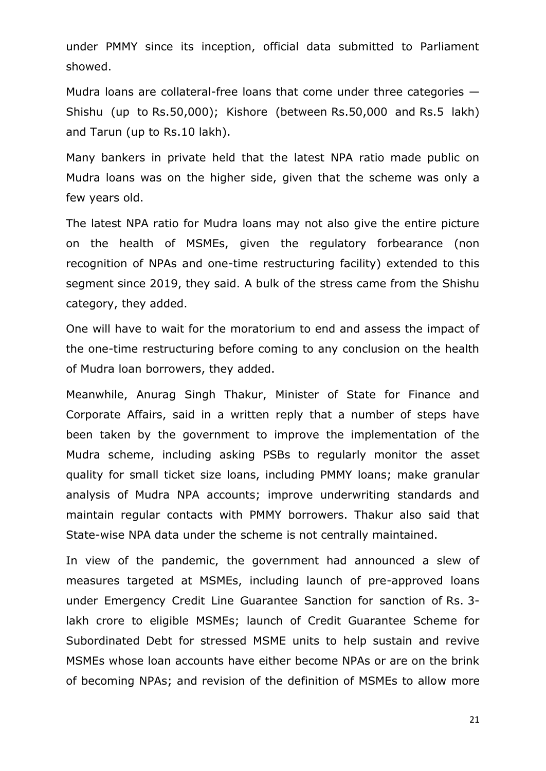under PMMY since its inception, official data submitted to Parliament showed.

Mudra loans are collateral-free loans that come under three categories — Shishu (up to Rs.50,000); Kishore (between Rs.50,000 and Rs.5 lakh) and Tarun (up to Rs.10 lakh).

Many bankers in private held that the latest NPA ratio made public on Mudra loans was on the higher side, given that the scheme was only a few years old.

The latest NPA ratio for Mudra loans may not also give the entire picture on the health of MSMEs, given the regulatory forbearance (non recognition of NPAs and one-time restructuring facility) extended to this segment since 2019, they said. A bulk of the stress came from the Shishu category, they added.

One will have to wait for the moratorium to end and assess the impact of the one-time restructuring before coming to any conclusion on the health of Mudra loan borrowers, they added.

Meanwhile, Anurag Singh Thakur, Minister of State for Finance and Corporate Affairs, said in a written reply that a number of steps have been taken by the government to improve the implementation of the Mudra scheme, including asking PSBs to regularly monitor the asset quality for small ticket size loans, including PMMY loans; make granular analysis of Mudra NPA accounts; improve underwriting standards and maintain regular contacts with PMMY borrowers. Thakur also said that State-wise NPA data under the scheme is not centrally maintained.

In view of the pandemic, the government had announced a slew of measures targeted at MSMEs, including launch of pre-approved loans under Emergency Credit Line Guarantee Sanction for sanction of Rs. 3-lakh crore to eligible MSMEs; launch of Credit Guarantee Scheme for Subordinated Debt for stressed MSME units to help sustain and revive MSMEs whose loan accounts have either become NPAs or are on the brink of becoming NPAs; and revision of the definition of MSMEs to allow more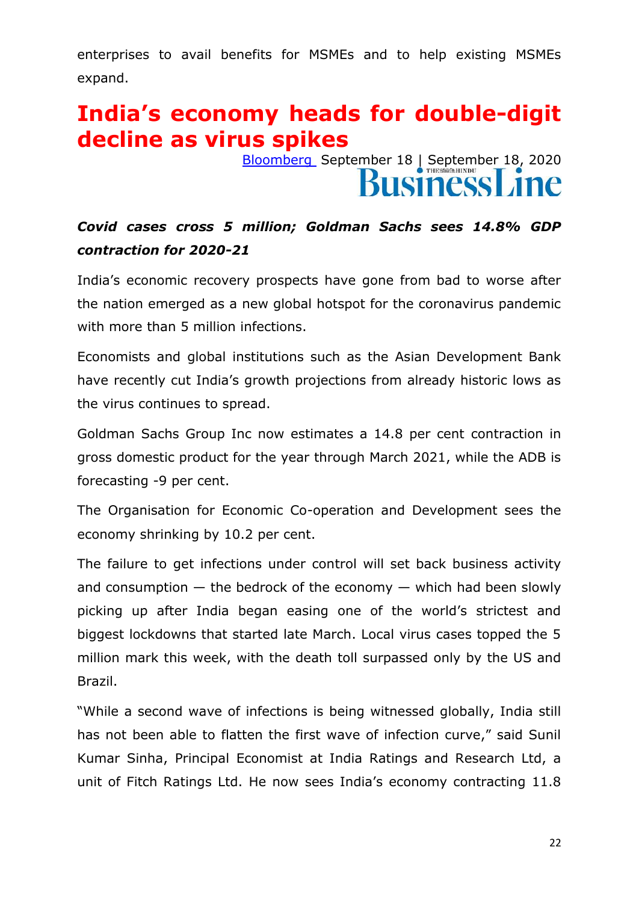enterprises to avail benefits for MSMEs and to help existing MSMEs expand.

# India's economy heads for double-digit decline as virus spikes

Bloomberg September 18 | September 18, 2020

BusinessLine

***Covid cases cross 5 million; Goldman Sachs sees 14.8% GDP contraction for 2020-21***

India's economic recovery prospects have gone from bad to worse after the nation emerged as a new global hotspot for the coronavirus pandemic with more than 5 million infections.

Economists and global institutions such as the Asian Development Bank have recently cut India's growth projections from already historic lows as the virus continues to spread.

Goldman Sachs Group Inc now estimates a 14.8 per cent contraction in gross domestic product for the year through March 2021, while the ADB is forecasting -9 per cent.

The Organisation for Economic Co-operation and Development sees the economy shrinking by 10.2 per cent.

The failure to get infections under control will set back business activity and consumption — the bedrock of the economy — which had been slowly picking up after India began easing one of the world's strictest and biggest lockdowns that started late March. Local virus cases topped the 5 million mark this week, with the death toll surpassed only by the US and Brazil.

"While a second wave of infections is being witnessed globally, India still has not been able to flatten the first wave of infection curve," said Sunil Kumar Sinha, Principal Economist at India Ratings and Research Ltd, a unit of Fitch Ratings Ltd. He now sees India's economy contracting 11.8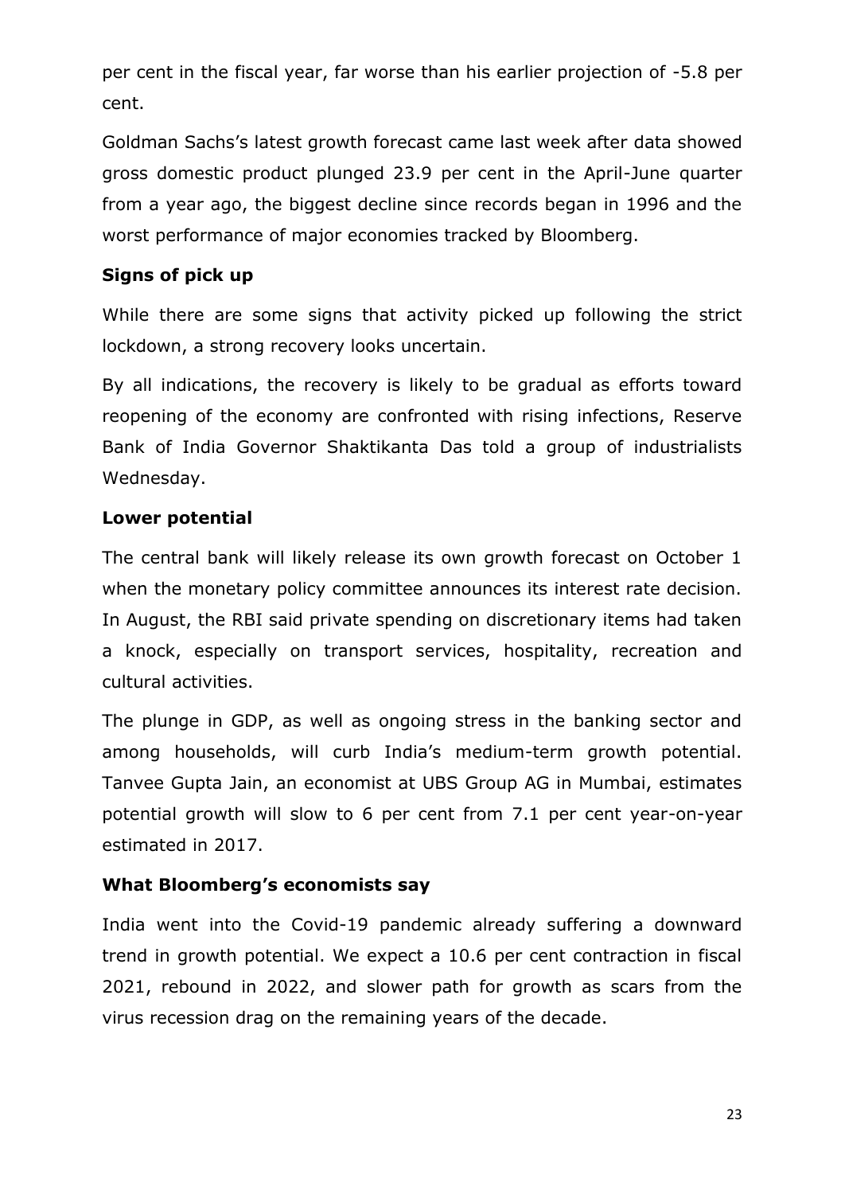per cent in the fiscal year, far worse than his earlier projection of -5.8 per cent.

Goldman Sachs's latest growth forecast came last week after data showed gross domestic product plunged 23.9 per cent in the April-June quarter from a year ago, the biggest decline since records began in 1996 and the worst performance of major economies tracked by Bloomberg.

### Signs of pick up

While there are some signs that activity picked up following the strict lockdown, a strong recovery looks uncertain.

By all indications, the recovery is likely to be gradual as efforts toward reopening of the economy are confronted with rising infections, Reserve Bank of India Governor Shaktikanta Das told a group of industrialists Wednesday.

### Lower potential

The central bank will likely release its own growth forecast on October 1 when the monetary policy committee announces its interest rate decision. In August, the RBI said private spending on discretionary items had taken a knock, especially on transport services, hospitality, recreation and cultural activities.

The plunge in GDP, as well as ongoing stress in the banking sector and among households, will curb India's medium-term growth potential. Tanvee Gupta Jain, an economist at UBS Group AG in Mumbai, estimates potential growth will slow to 6 per cent from 7.1 per cent year-on-year estimated in 2017.

### What Bloomberg's economists say

India went into the Covid-19 pandemic already suffering a downward trend in growth potential. We expect a 10.6 per cent contraction in fiscal 2021, rebound in 2022, and slower path for growth as scars from the virus recession drag on the remaining years of the decade.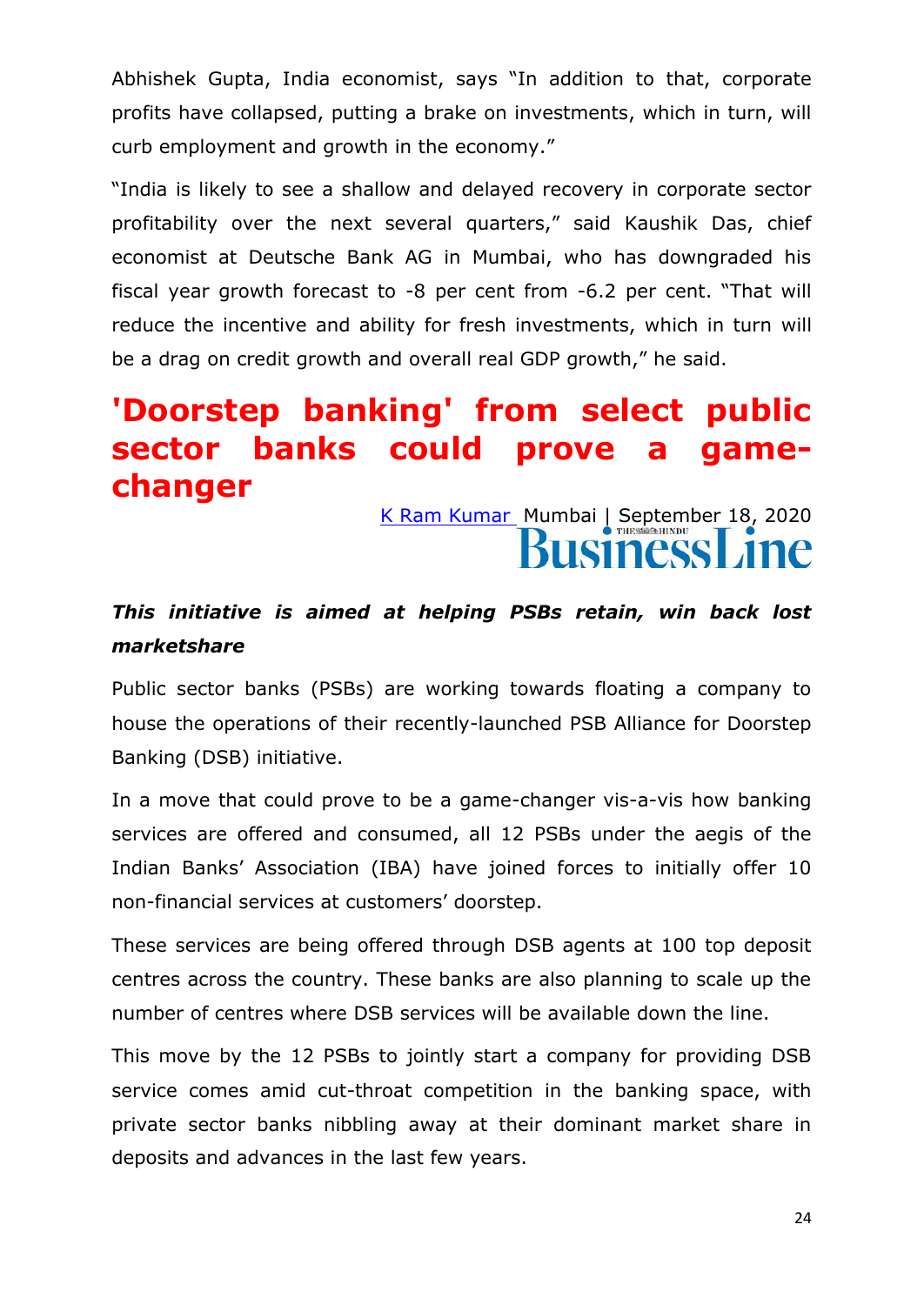Abhishek Gupta, India economist, says "In addition to that, corporate profits have collapsed, putting a brake on investments, which in turn, will curb employment and growth in the economy."

"India is likely to see a shallow and delayed recovery in corporate sector profitability over the next several quarters," said Kaushik Das, chief economist at Deutsche Bank AG in Mumbai, who has downgraded his fiscal year growth forecast to -8 per cent from -6.2 per cent. "That will reduce the incentive and ability for fresh investments, which in turn will be a drag on credit growth and overall real GDP growth," he said.

# 'Doorstep banking' from select public sector banks could prove a game-changer

K Ram Kumar Mumbai | September 18, 2020

BusinessLine

***This initiative is aimed at helping PSBs retain, win back lost marketshare***

Public sector banks (PSBs) are working towards floating a company to house the operations of their recently-launched PSB Alliance for Doorstep Banking (DSB) initiative.

In a move that could prove to be a game-changer vis-a-vis how banking services are offered and consumed, all 12 PSBs under the aegis of the Indian Banks' Association (IBA) have joined forces to initially offer 10 non-financial services at customers' doorstep.

These services are being offered through DSB agents at 100 top deposit centres across the country. These banks are also planning to scale up the number of centres where DSB services will be available down the line.

This move by the 12 PSBs to jointly start a company for providing DSB service comes amid cut-throat competition in the banking space, with private sector banks nibbling away at their dominant market share in deposits and advances in the last few years.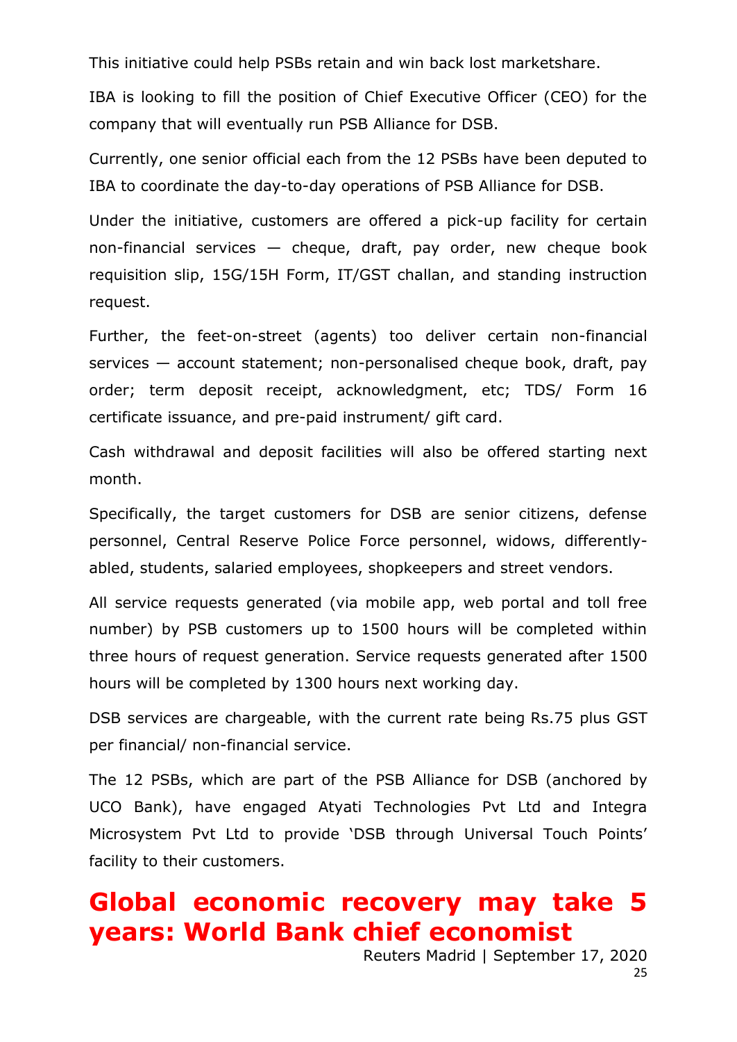This initiative could help PSBs retain and win back lost marketshare.

IBA is looking to fill the position of Chief Executive Officer (CEO) for the company that will eventually run PSB Alliance for DSB.

Currently, one senior official each from the 12 PSBs have been deputed to IBA to coordinate the day-to-day operations of PSB Alliance for DSB.

Under the initiative, customers are offered a pick-up facility for certain non-financial services — cheque, draft, pay order, new cheque book requisition slip, 15G/15H Form, IT/GST challan, and standing instruction request.

Further, the feet-on-street (agents) too deliver certain non-financial services — account statement; non-personalised cheque book, draft, pay order; term deposit receipt, acknowledgment, etc; TDS/ Form 16 certificate issuance, and pre-paid instrument/ gift card.

Cash withdrawal and deposit facilities will also be offered starting next month.

Specifically, the target customers for DSB are senior citizens, defense personnel, Central Reserve Police Force personnel, widows, differently-abled, students, salaried employees, shopkeepers and street vendors.

All service requests generated (via mobile app, web portal and toll free number) by PSB customers up to 1500 hours will be completed within three hours of request generation. Service requests generated after 1500 hours will be completed by 1300 hours next working day.

DSB services are chargeable, with the current rate being Rs.75 plus GST per financial/ non-financial service.

The 12 PSBs, which are part of the PSB Alliance for DSB (anchored by UCO Bank), have engaged Atyati Technologies Pvt Ltd and Integra Microsystem Pvt Ltd to provide 'DSB through Universal Touch Points' facility to their customers.

# Global economic recovery may take 5 years: World Bank chief economist

Reuters Madrid | September 17, 2020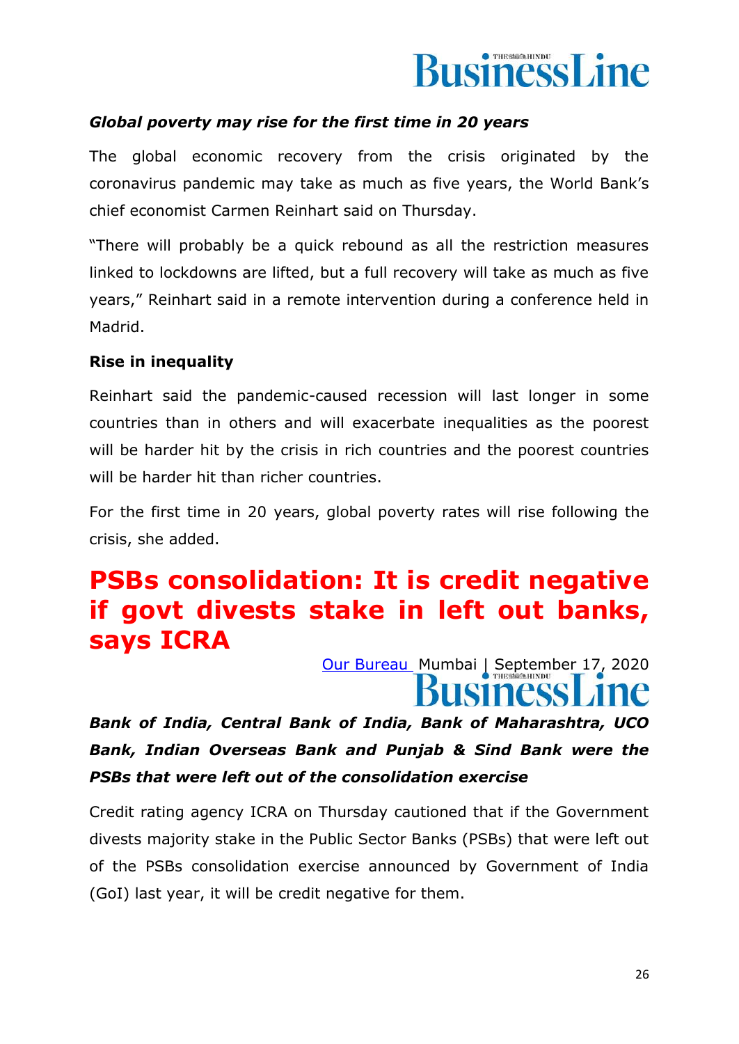***Global poverty may rise for the first time in 20 years***

The global economic recovery from the crisis originated by the coronavirus pandemic may take as much as five years, the World Bank's chief economist Carmen Reinhart said on Thursday.

"There will probably be a quick rebound as all the restriction measures linked to lockdowns are lifted, but a full recovery will take as much as five years," Reinhart said in a remote intervention during a conference held in Madrid.

**Rise in inequality**

Reinhart said the pandemic-caused recession will last longer in some countries than in others and will exacerbate inequalities as the poorest will be harder hit by the crisis in rich countries and the poorest countries will be harder hit than richer countries.

For the first time in 20 years, global poverty rates will rise following the crisis, she added.

# PSBs consolidation: It is credit negative if govt divests stake in left out banks, says ICRA

Our Bureau Mumbai | September 17, 2020

***Bank of India, Central Bank of India, Bank of Maharashtra, UCO Bank, Indian Overseas Bank and Punjab & Sind Bank were the PSBs that were left out of the consolidation exercise***

Credit rating agency ICRA on Thursday cautioned that if the Government divests majority stake in the Public Sector Banks (PSBs) that were left out of the PSBs consolidation exercise announced by Government of India (GoI) last year, it will be credit negative for them.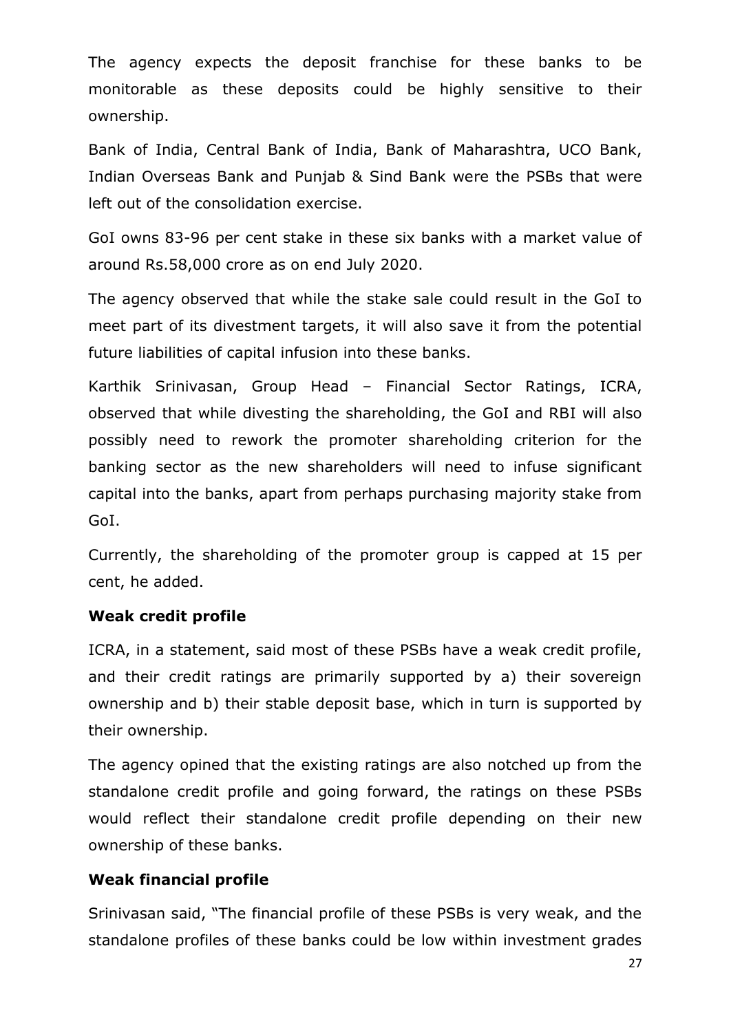The agency expects the deposit franchise for these banks to be monitorable as these deposits could be highly sensitive to their ownership.

Bank of India, Central Bank of India, Bank of Maharashtra, UCO Bank, Indian Overseas Bank and Punjab & Sind Bank were the PSBs that were left out of the consolidation exercise.

GoI owns 83-96 per cent stake in these six banks with a market value of around Rs.58,000 crore as on end July 2020.

The agency observed that while the stake sale could result in the GoI to meet part of its divestment targets, it will also save it from the potential future liabilities of capital infusion into these banks.

Karthik Srinivasan, Group Head – Financial Sector Ratings, ICRA, observed that while divesting the shareholding, the GoI and RBI will also possibly need to rework the promoter shareholding criterion for the banking sector as the new shareholders will need to infuse significant capital into the banks, apart from perhaps purchasing majority stake from GoI.

Currently, the shareholding of the promoter group is capped at 15 per cent, he added.

**Weak credit profile**

ICRA, in a statement, said most of these PSBs have a weak credit profile, and their credit ratings are primarily supported by a) their sovereign ownership and b) their stable deposit base, which in turn is supported by their ownership.

The agency opined that the existing ratings are also notched up from the standalone credit profile and going forward, the ratings on these PSBs would reflect their standalone credit profile depending on their new ownership of these banks.

**Weak financial profile**

Srinivasan said, "The financial profile of these PSBs is very weak, and the standalone profiles of these banks could be low within investment grades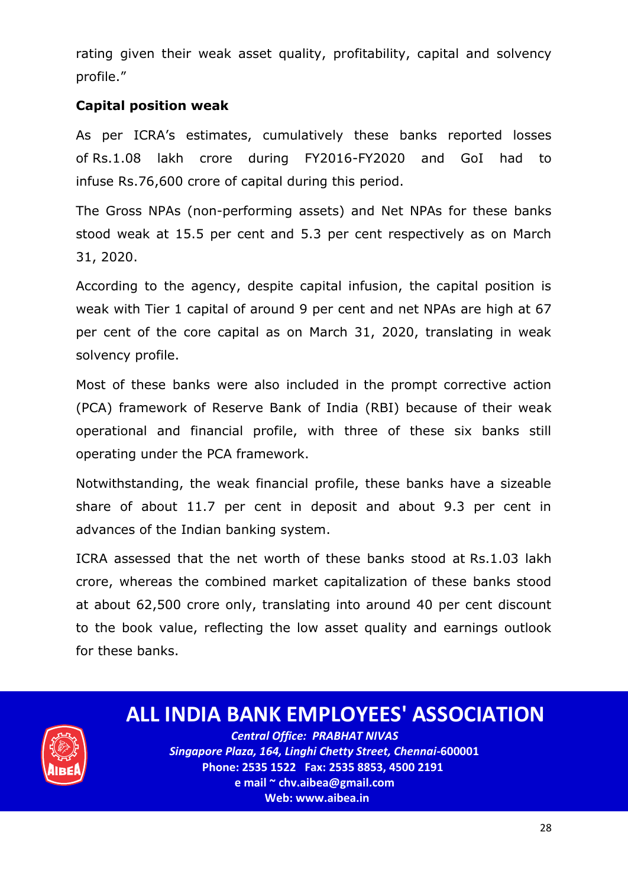rating given their weak asset quality, profitability, capital and solvency profile."

**Capital position weak**

As per ICRA's estimates, cumulatively these banks reported losses of Rs.1.08 lakh crore during FY2016-FY2020 and GoI had to infuse Rs.76,600 crore of capital during this period.

The Gross NPAs (non-performing assets) and Net NPAs for these banks stood weak at 15.5 per cent and 5.3 per cent respectively as on March 31, 2020.

According to the agency, despite capital infusion, the capital position is weak with Tier 1 capital of around 9 per cent and net NPAs are high at 67 per cent of the core capital as on March 31, 2020, translating in weak solvency profile.

Most of these banks were also included in the prompt corrective action (PCA) framework of Reserve Bank of India (RBI) because of their weak operational and financial profile, with three of these six banks still operating under the PCA framework.

Notwithstanding, the weak financial profile, these banks have a sizeable share of about 11.7 per cent in deposit and about 9.3 per cent in advances of the Indian banking system.

ICRA assessed that the net worth of these banks stood at Rs.1.03 lakh crore, whereas the combined market capitalization of these banks stood at about 62,500 crore only, translating into around 40 per cent discount to the book value, reflecting the low asset quality and earnings outlook for these banks.

**ALL INDIA BANK EMPLOYEES' ASSOCIATION**

*Central Office: PRABHAT NIVAS*

*Singapore Plaza, 164, Linghi Chetty Street, Chennai-600001*

**Phone: 2535 1522 Fax: 2535 8853, 4500 2191**

**e mail ~ chv.aibea@gmail.com**

**Web: www.aibea.in**